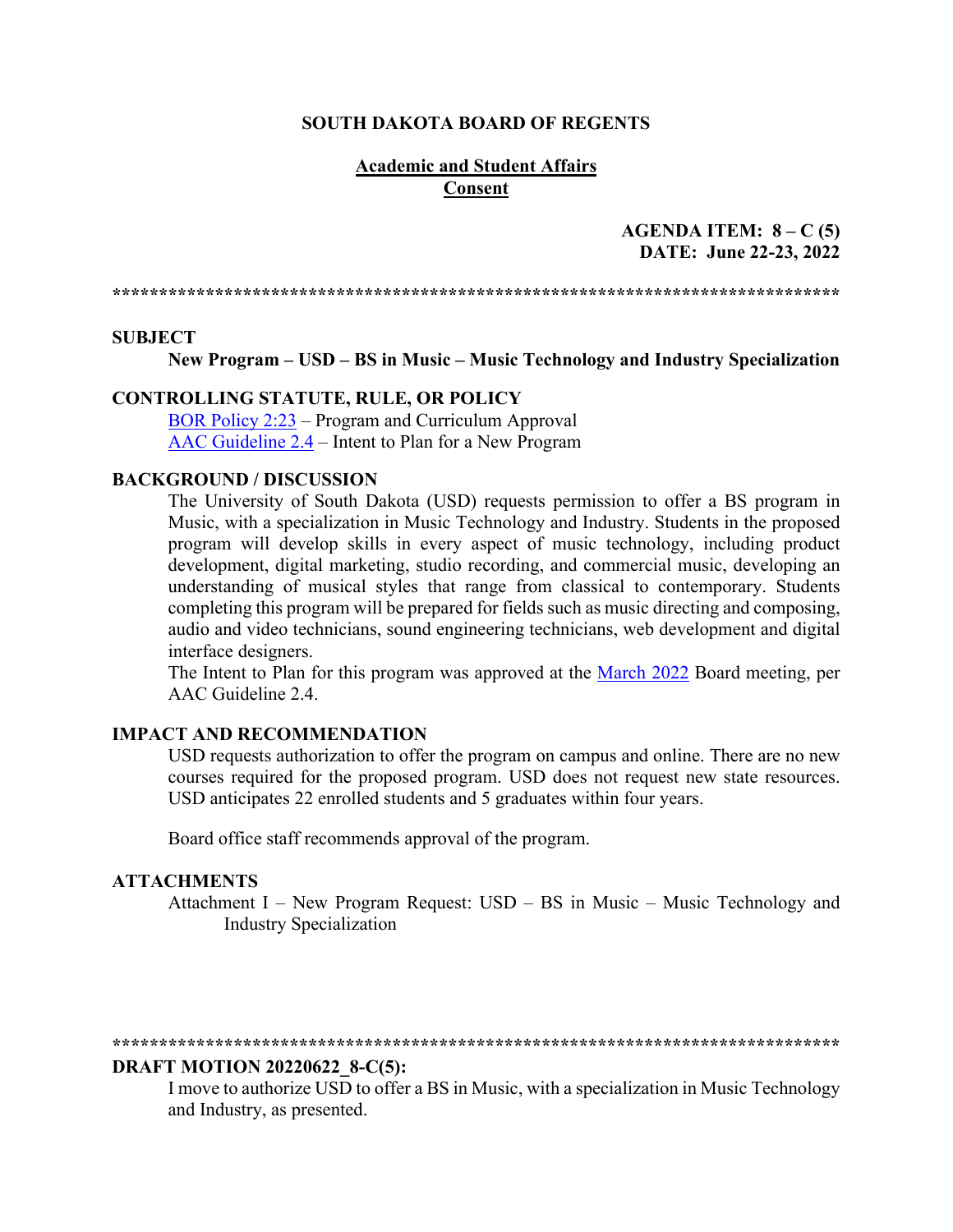**SOUTH DAKOTA BOARD OF REGENTS**

**Academic and Student Affairs**
**Consent**

**AGENDA ITEM: 8 – C (5)**
**DATE: June 22-23, 2022**

******************************************************************************

**SUBJECT**

**New Program – USD – BS in Music – Music Technology and Industry Specialization**

**CONTROLLING STATUTE, RULE, OR POLICY**

[BOR Policy 2:23] – Program and Curriculum Approval
[AAC Guideline 2.4] – Intent to Plan for a New Program

**BACKGROUND / DISCUSSION**

The University of South Dakota (USD) requests permission to offer a BS program in Music, with a specialization in Music Technology and Industry. Students in the proposed program will develop skills in every aspect of music technology, including product development, digital marketing, studio recording, and commercial music, developing an understanding of musical styles that range from classical to contemporary. Students completing this program will be prepared for fields such as music directing and composing, audio and video technicians, sound engineering technicians, web development and digital interface designers.

The Intent to Plan for this program was approved at the [March 2022] Board meeting, per AAC Guideline 2.4.

**IMPACT AND RECOMMENDATION**

USD requests authorization to offer the program on campus and online. There are no new courses required for the proposed program. USD does not request new state resources. USD anticipates 22 enrolled students and 5 graduates within four years.

Board office staff recommends approval of the program.

**ATTACHMENTS**

Attachment I – New Program Request: USD – BS in Music – Music Technology and Industry Specialization

******************************************************************************

**DRAFT MOTION 20220622_8-C(5):**

I move to authorize USD to offer a BS in Music, with a specialization in Music Technology and Industry, as presented.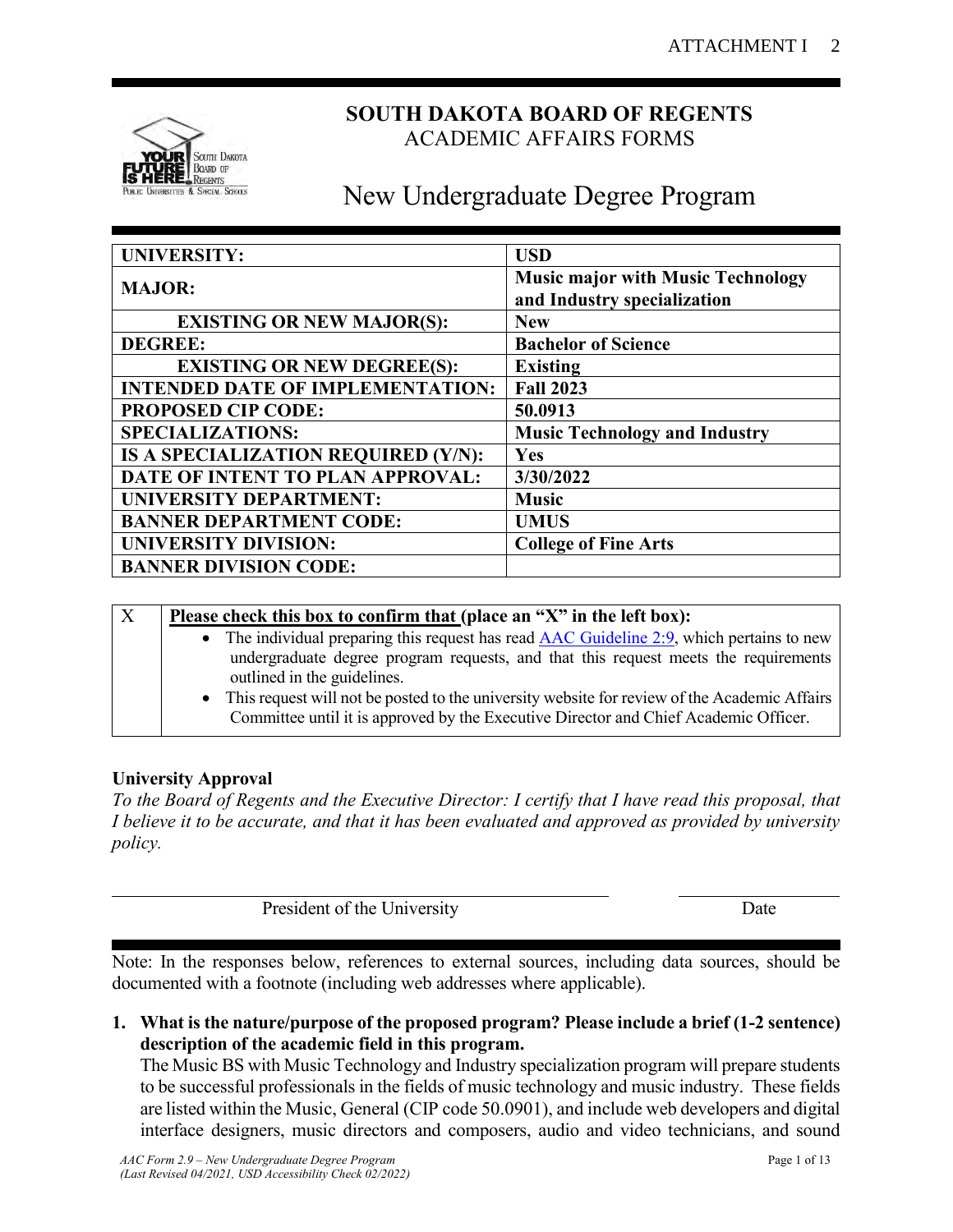# SOUTH DAKOTA BOARD OF REGENTS

## ACADEMIC AFFAIRS FORMS

# New Undergraduate Degree Program

| | |
|---|---|
| **UNIVERSITY:** | **USD** |
| **MAJOR:** | **Music major with Music Technology and Industry specialization** |
| **EXISTING OR NEW MAJOR(S):** | **New** |
| **DEGREE:** | **Bachelor of Science** |
| **EXISTING OR NEW DEGREE(S):** | **Existing** |
| **INTENDED DATE OF IMPLEMENTATION:** | **Fall 2023** |
| **PROPOSED CIP CODE:** | **50.0913** |
| **SPECIALIZATIONS:** | **Music Technology and Industry** |
| **IS A SPECIALIZATION REQUIRED (Y/N):** | **Yes** |
| **DATE OF INTENT TO PLAN APPROVAL:** | **3/30/2022** |
| **UNIVERSITY DEPARTMENT:** | **Music** |
| **BANNER DEPARTMENT CODE:** | **UMUS** |
| **UNIVERSITY DIVISION:** | **College of Fine Arts** |
| **BANNER DIVISION CODE:** | |

| | |
|---|---|
| X | **Please check this box to confirm that (place an "X" in the left box):** <br> • The individual preparing this request has read AAC Guideline 2:9, which pertains to new undergraduate degree program requests, and that this request meets the requirements outlined in the guidelines. <br> • This request will not be posted to the university website for review of the Academic Affairs Committee until it is approved by the Executive Director and Chief Academic Officer. |

**University Approval**

*To the Board of Regents and the Executive Director: I certify that I have read this proposal, that I believe it to be accurate, and that it has been evaluated and approved as provided by university policy.*

President of the University　　　　　　　　Date

Note: In the responses below, references to external sources, including data sources, should be documented with a footnote (including web addresses where applicable).

1. **What is the nature/purpose of the proposed program? Please include a brief (1-2 sentence) description of the academic field in this program.**

   The Music BS with Music Technology and Industry specialization program will prepare students to be successful professionals in the fields of music technology and music industry. These fields are listed within the Music, General (CIP code 50.0901), and include web developers and digital interface designers, music directors and composers, audio and video technicians, and sound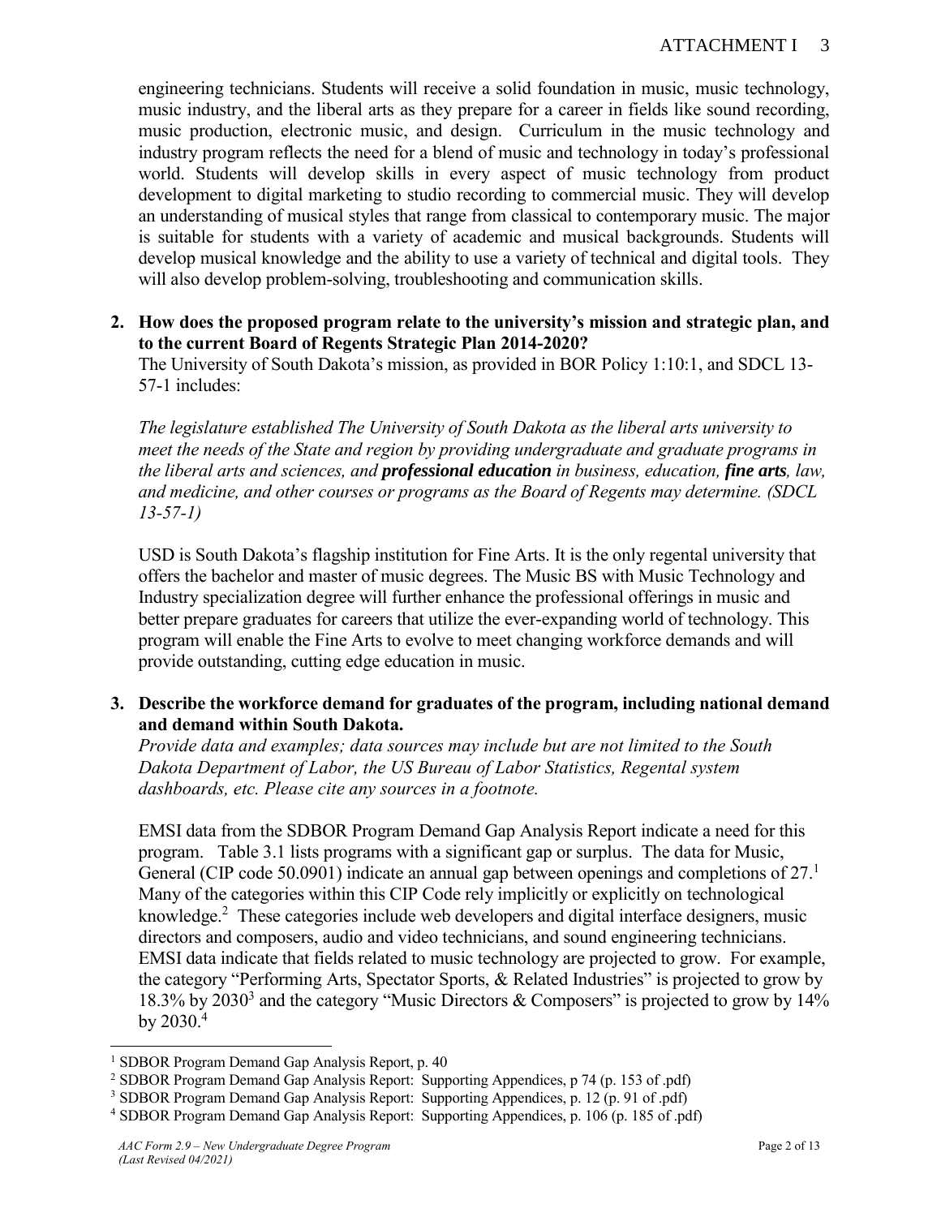engineering technicians. Students will receive a solid foundation in music, music technology, music industry, and the liberal arts as they prepare for a career in fields like sound recording, music production, electronic music, and design. Curriculum in the music technology and industry program reflects the need for a blend of music and technology in today's professional world. Students will develop skills in every aspect of music technology from product development to digital marketing to studio recording to commercial music. They will develop an understanding of musical styles that range from classical to contemporary music. The major is suitable for students with a variety of academic and musical backgrounds. Students will develop musical knowledge and the ability to use a variety of technical and digital tools. They will also develop problem-solving, troubleshooting and communication skills.

**2. How does the proposed program relate to the university's mission and strategic plan, and to the current Board of Regents Strategic Plan 2014-2020?**

The University of South Dakota's mission, as provided in BOR Policy 1:10:1, and SDCL 13-57-1 includes:

*The legislature established The University of South Dakota as the liberal arts university to meet the needs of the State and region by providing undergraduate and graduate programs in the liberal arts and sciences, and* ***professional education*** *in business, education,* ***fine arts****, law, and medicine, and other courses or programs as the Board of Regents may determine. (SDCL 13-57-1)*

USD is South Dakota's flagship institution for Fine Arts. It is the only regental university that offers the bachelor and master of music degrees. The Music BS with Music Technology and Industry specialization degree will further enhance the professional offerings in music and better prepare graduates for careers that utilize the ever-expanding world of technology. This program will enable the Fine Arts to evolve to meet changing workforce demands and will provide outstanding, cutting edge education in music.

**3. Describe the workforce demand for graduates of the program, including national demand and demand within South Dakota.**

*Provide data and examples; data sources may include but are not limited to the South Dakota Department of Labor, the US Bureau of Labor Statistics, Regental system dashboards, etc. Please cite any sources in a footnote.*

EMSI data from the SDBOR Program Demand Gap Analysis Report indicate a need for this program. Table 3.1 lists programs with a significant gap or surplus. The data for Music, General (CIP code 50.0901) indicate an annual gap between openings and completions of 27.[1] Many of the categories within this CIP Code rely implicitly or explicitly on technological knowledge.[2] These categories include web developers and digital interface designers, music directors and composers, audio and video technicians, and sound engineering technicians. EMSI data indicate that fields related to music technology are projected to grow. For example, the category "Performing Arts, Spectator Sports, & Related Industries" is projected to grow by 18.3% by 2030[3] and the category "Music Directors & Composers" is projected to grow by 14% by 2030.[4]

[1] SDBOR Program Demand Gap Analysis Report, p. 40

[2] SDBOR Program Demand Gap Analysis Report: Supporting Appendices, p 74 (p. 153 of .pdf)

[3] SDBOR Program Demand Gap Analysis Report: Supporting Appendices, p. 12 (p. 91 of .pdf)

[4] SDBOR Program Demand Gap Analysis Report: Supporting Appendices, p. 106 (p. 185 of .pdf)

*AAC Form 2.9 – New Undergraduate Degree Program (Last Revised 04/2021)*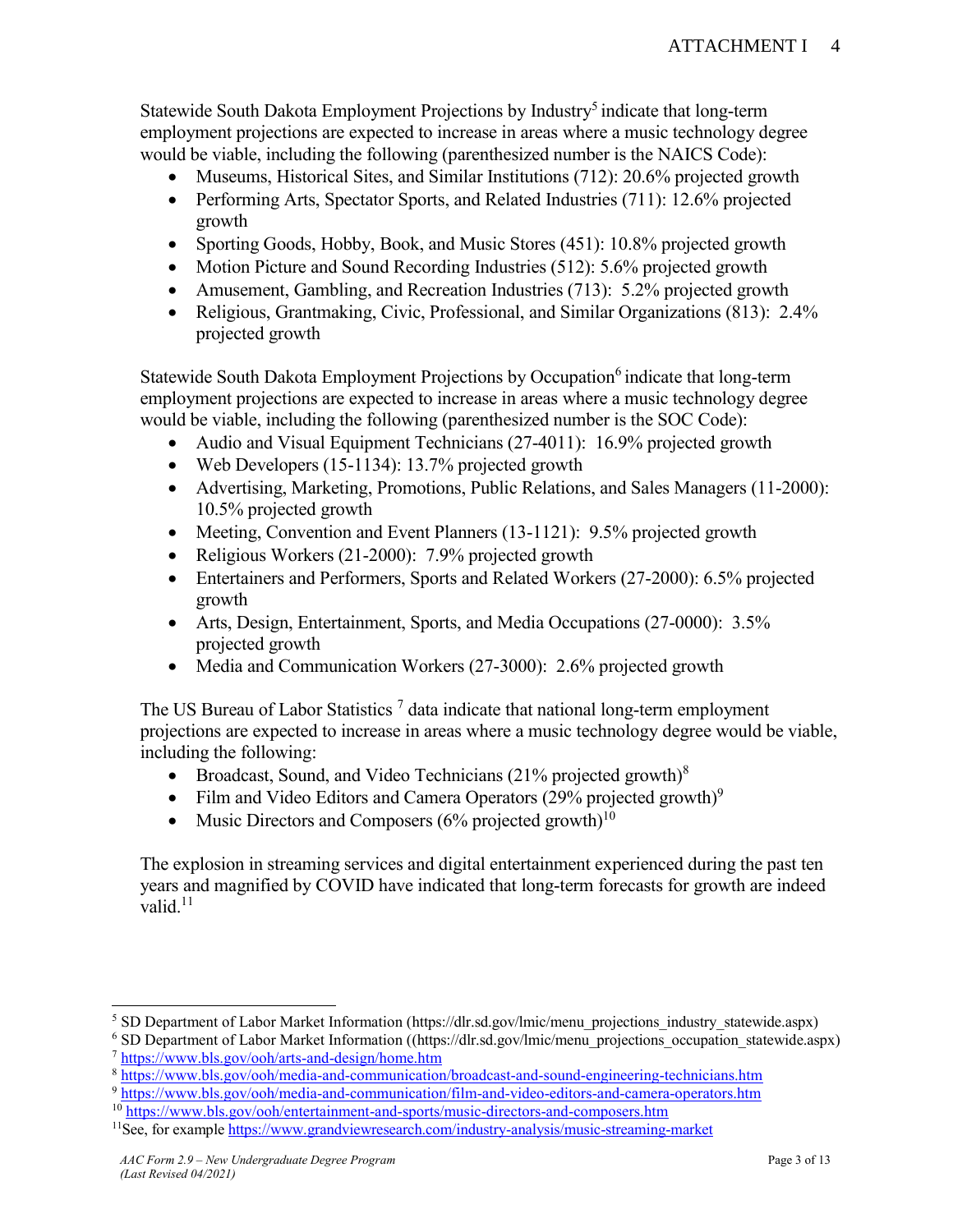Statewide South Dakota Employment Projections by Industry[5] indicate that long-term employment projections are expected to increase in areas where a music technology degree would be viable, including the following (parenthesized number is the NAICS Code):

- Museums, Historical Sites, and Similar Institutions (712): 20.6% projected growth
- Performing Arts, Spectator Sports, and Related Industries (711): 12.6% projected growth
- Sporting Goods, Hobby, Book, and Music Stores (451): 10.8% projected growth
- Motion Picture and Sound Recording Industries (512): 5.6% projected growth
- Amusement, Gambling, and Recreation Industries (713): 5.2% projected growth
- Religious, Grantmaking, Civic, Professional, and Similar Organizations (813): 2.4% projected growth

Statewide South Dakota Employment Projections by Occupation[6] indicate that long-term employment projections are expected to increase in areas where a music technology degree would be viable, including the following (parenthesized number is the SOC Code):

- Audio and Visual Equipment Technicians (27-4011): 16.9% projected growth
- Web Developers (15-1134): 13.7% projected growth
- Advertising, Marketing, Promotions, Public Relations, and Sales Managers (11-2000): 10.5% projected growth
- Meeting, Convention and Event Planners (13-1121): 9.5% projected growth
- Religious Workers (21-2000): 7.9% projected growth
- Entertainers and Performers, Sports and Related Workers (27-2000): 6.5% projected growth
- Arts, Design, Entertainment, Sports, and Media Occupations (27-0000): 3.5% projected growth
- Media and Communication Workers (27-3000): 2.6% projected growth

The US Bureau of Labor Statistics [7] data indicate that national long-term employment projections are expected to increase in areas where a music technology degree would be viable, including the following:

- Broadcast, Sound, and Video Technicians (21% projected growth)[8]
- Film and Video Editors and Camera Operators (29% projected growth)[9]
- Music Directors and Composers (6% projected growth)[10]

The explosion in streaming services and digital entertainment experienced during the past ten years and magnified by COVID have indicated that long-term forecasts for growth are indeed valid.[11]

---

[5] SD Department of Labor Market Information (https://dlr.sd.gov/lmic/menu_projections_industry_statewide.aspx)

[6] SD Department of Labor Market Information ((https://dlr.sd.gov/lmic/menu_projections_occupation_statewide.aspx)

[7] https://www.bls.gov/ooh/arts-and-design/home.htm

[8] https://www.bls.gov/ooh/media-and-communication/broadcast-and-sound-engineering-technicians.htm

[9] https://www.bls.gov/ooh/media-and-communication/film-and-video-editors-and-camera-operators.htm

[10] https://www.bls.gov/ooh/entertainment-and-sports/music-directors-and-composers.htm

[11] See, for example https://www.grandviewresearch.com/industry-analysis/music-streaming-market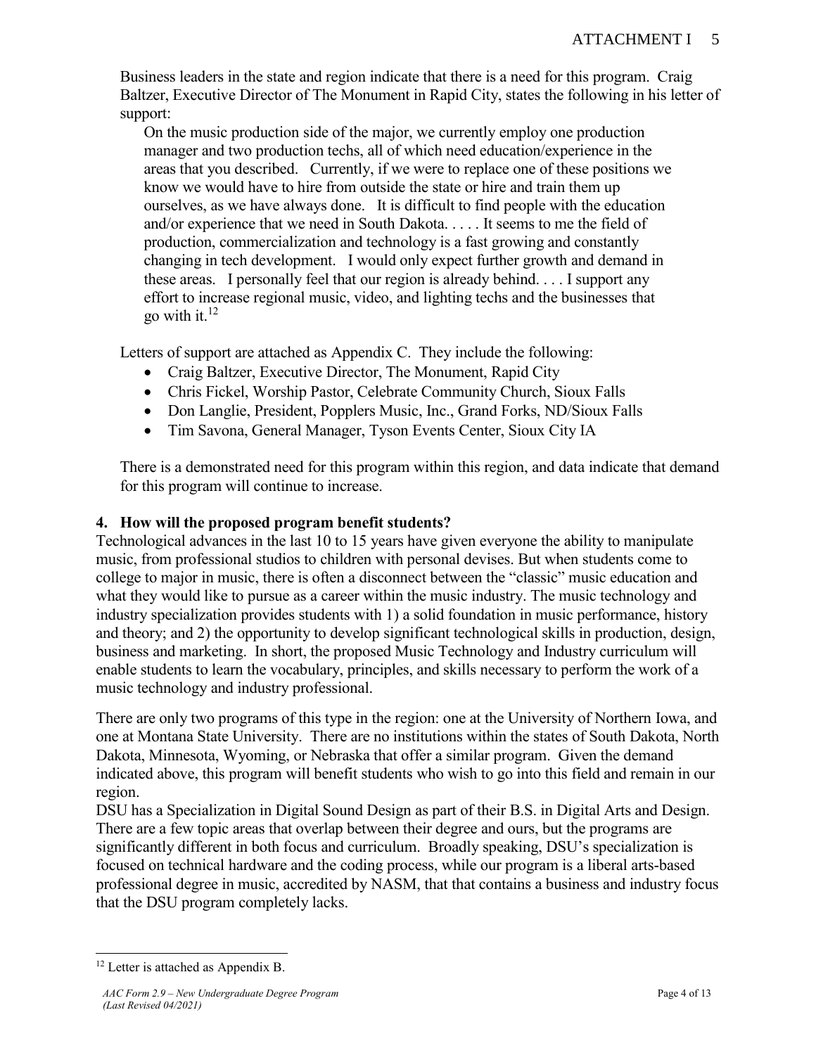Business leaders in the state and region indicate that there is a need for this program. Craig Baltzer, Executive Director of The Monument in Rapid City, states the following in his letter of support:

> On the music production side of the major, we currently employ one production manager and two production techs, all of which need education/experience in the areas that you described. Currently, if we were to replace one of these positions we know we would have to hire from outside the state or hire and train them up ourselves, as we have always done. It is difficult to find people with the education and/or experience that we need in South Dakota. . . . . It seems to me the field of production, commercialization and technology is a fast growing and constantly changing in tech development. I would only expect further growth and demand in these areas. I personally feel that our region is already behind. . . . I support any effort to increase regional music, video, and lighting techs and the businesses that go with it.[12]

Letters of support are attached as Appendix C. They include the following:

- Craig Baltzer, Executive Director, The Monument, Rapid City
- Chris Fickel, Worship Pastor, Celebrate Community Church, Sioux Falls
- Don Langlie, President, Popplers Music, Inc., Grand Forks, ND/Sioux Falls
- Tim Savona, General Manager, Tyson Events Center, Sioux City IA

There is a demonstrated need for this program within this region, and data indicate that demand for this program will continue to increase.

**4. How will the proposed program benefit students?**

Technological advances in the last 10 to 15 years have given everyone the ability to manipulate music, from professional studios to children with personal devises. But when students come to college to major in music, there is often a disconnect between the "classic" music education and what they would like to pursue as a career within the music industry. The music technology and industry specialization provides students with 1) a solid foundation in music performance, history and theory; and 2) the opportunity to develop significant technological skills in production, design, business and marketing. In short, the proposed Music Technology and Industry curriculum will enable students to learn the vocabulary, principles, and skills necessary to perform the work of a music technology and industry professional.

There are only two programs of this type in the region: one at the University of Northern Iowa, and one at Montana State University. There are no institutions within the states of South Dakota, North Dakota, Minnesota, Wyoming, or Nebraska that offer a similar program. Given the demand indicated above, this program will benefit students who wish to go into this field and remain in our region.

DSU has a Specialization in Digital Sound Design as part of their B.S. in Digital Arts and Design. There are a few topic areas that overlap between their degree and ours, but the programs are significantly different in both focus and curriculum. Broadly speaking, DSU's specialization is focused on technical hardware and the coding process, while our program is a liberal arts-based professional degree in music, accredited by NASM, that that contains a business and industry focus that the DSU program completely lacks.

---

[12] Letter is attached as Appendix B.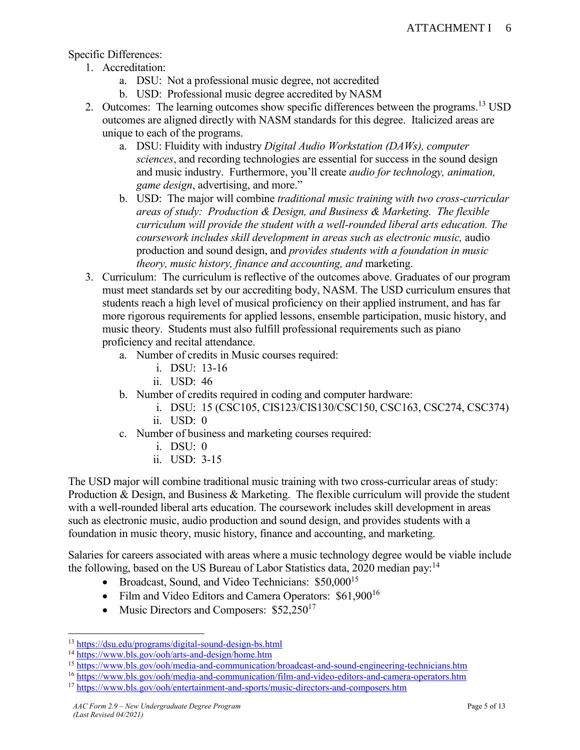Specific Differences:

1. Accreditation:
   a. DSU: Not a professional music degree, not accredited
   b. USD: Professional music degree accredited by NASM
2. Outcomes: The learning outcomes show specific differences between the programs.[13] USD outcomes are aligned directly with NASM standards for this degree. Italicized areas are unique to each of the programs.
   a. DSU: Fluidity with industry *Digital Audio Workstation (DAWs), computer sciences*, and recording technologies are essential for success in the sound design and music industry. Furthermore, you'll create *audio for technology, animation, game design*, advertising, and more."
   b. USD: The major will combine *traditional music training with two cross-curricular areas of study: Production & Design, and Business & Marketing. The flexible curriculum will provide the student with a well-rounded liberal arts education. The coursework includes skill development in areas such as electronic music,* audio production and sound design, and *provides students with a foundation in music theory, music history, finance and accounting, and* marketing.
3. Curriculum: The curriculum is reflective of the outcomes above. Graduates of our program must meet standards set by our accrediting body, NASM. The USD curriculum ensures that students reach a high level of musical proficiency on their applied instrument, and has far more rigorous requirements for applied lessons, ensemble participation, music history, and music theory. Students must also fulfill professional requirements such as piano proficiency and recital attendance.
   a. Number of credits in Music courses required:
      i. DSU: 13-16
      ii. USD: 46
   b. Number of credits required in coding and computer hardware:
      i. DSU: 15 (CSC105, CIS123/CIS130/CSC150, CSC163, CSC274, CSC374)
      ii. USD: 0
   c. Number of business and marketing courses required:
      i. DSU: 0
      ii. USD: 3-15

The USD major will combine traditional music training with two cross-curricular areas of study: Production & Design, and Business & Marketing. The flexible curriculum will provide the student with a well-rounded liberal arts education. The coursework includes skill development in areas such as electronic music, audio production and sound design, and provides students with a foundation in music theory, music history, finance and accounting, and marketing.

Salaries for careers associated with areas where a music technology degree would be viable include the following, based on the US Bureau of Labor Statistics data, 2020 median pay:[14]

- Broadcast, Sound, and Video Technicians: $50,000[15]
- Film and Video Editors and Camera Operators: $61,900[16]
- Music Directors and Composers: $52,250[17]

---

[13] https://dsu.edu/programs/digital-sound-design-bs.html
[14] https://www.bls.gov/ooh/arts-and-design/home.htm
[15] https://www.bls.gov/ooh/media-and-communication/broadcast-and-sound-engineering-technicians.htm
[16] https://www.bls.gov/ooh/media-and-communication/film-and-video-editors-and-camera-operators.htm
[17] https://www.bls.gov/ooh/entertainment-and-sports/music-directors-and-composers.htm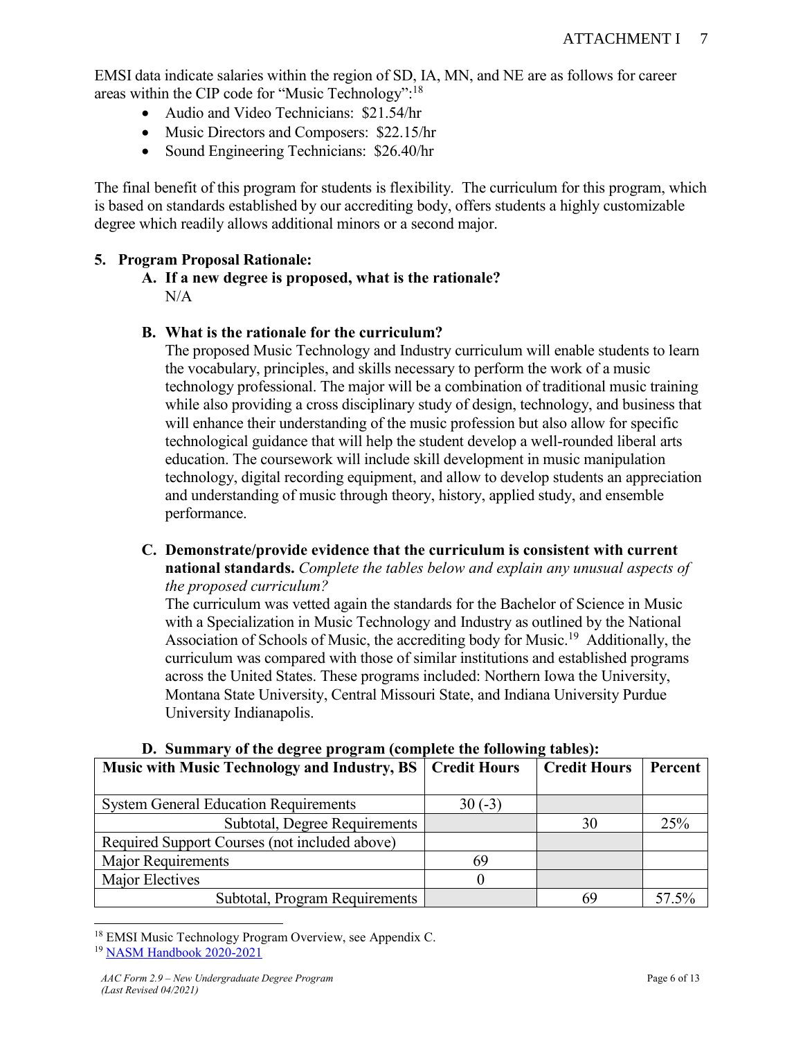EMSI data indicate salaries within the region of SD, IA, MN, and NE are as follows for career areas within the CIP code for "Music Technology":[18]

- Audio and Video Technicians: $21.54/hr
- Music Directors and Composers: $22.15/hr
- Sound Engineering Technicians: $26.40/hr

The final benefit of this program for students is flexibility. The curriculum for this program, which is based on standards established by our accrediting body, offers students a highly customizable degree which readily allows additional minors or a second major.

**5. Program Proposal Rationale:**

**A. If a new degree is proposed, what is the rationale?**

N/A

**B. What is the rationale for the curriculum?**

The proposed Music Technology and Industry curriculum will enable students to learn the vocabulary, principles, and skills necessary to perform the work of a music technology professional. The major will be a combination of traditional music training while also providing a cross disciplinary study of design, technology, and business that will enhance their understanding of the music profession but also allow for specific technological guidance that will help the student develop a well-rounded liberal arts education. The coursework will include skill development in music manipulation technology, digital recording equipment, and allow to develop students an appreciation and understanding of music through theory, history, applied study, and ensemble performance.

**C. Demonstrate/provide evidence that the curriculum is consistent with current national standards.** *Complete the tables below and explain any unusual aspects of the proposed curriculum?*

The curriculum was vetted again the standards for the Bachelor of Science in Music with a Specialization in Music Technology and Industry as outlined by the National Association of Schools of Music, the accrediting body for Music.[19] Additionally, the curriculum was compared with those of similar institutions and established programs across the United States. These programs included: Northern Iowa the University, Montana State University, Central Missouri State, and Indiana University Purdue University Indianapolis.

**D. Summary of the degree program (complete the following tables):**

| Music with Music Technology and Industry, BS | Credit Hours | Credit Hours | Percent |
|---|---|---|---|
| System General Education Requirements | 30 (-3) | | |
| Subtotal, Degree Requirements | | 30 | 25% |
| Required Support Courses (not included above) | | | |
| Major Requirements | 69 | | |
| Major Electives | 0 | | |
| Subtotal, Program Requirements | | 69 | 57.5% |

[18] EMSI Music Technology Program Overview, see Appendix C.

[19] NASM Handbook 2020-2021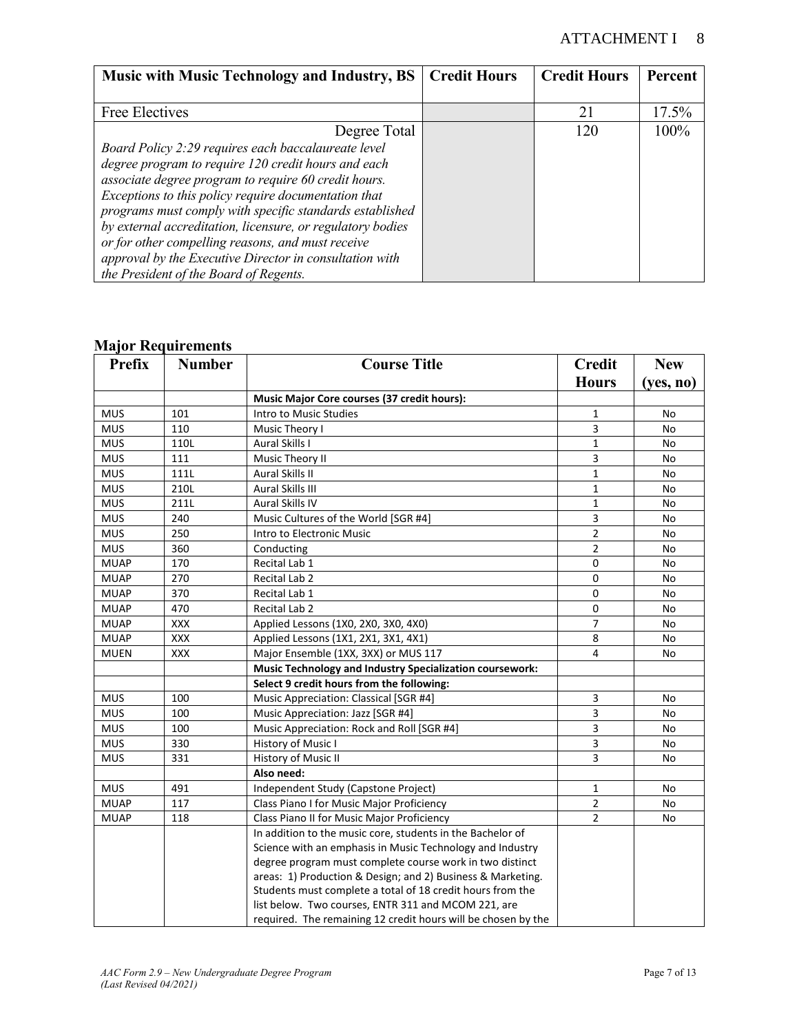| Music with Music Technology and Industry, BS | Credit Hours | Credit Hours | Percent |
|---|---|---|---|
| Free Electives | | 21 | 17.5% |
| Degree Total<br>*Board Policy 2:29 requires each baccalaureate level degree program to require 120 credit hours and each associate degree program to require 60 credit hours. Exceptions to this policy require documentation that programs must comply with specific standards established by external accreditation, licensure, or regulatory bodies or for other compelling reasons, and must receive approval by the Executive Director in consultation with the President of the Board of Regents.* | | 120 | 100% |

## Major Requirements

| Prefix | Number | Course Title | Credit Hours | New (yes, no) |
|---|---|---|---|---|
| | | **Music Major Core courses (37 credit hours):** | | |
| MUS | 101 | Intro to Music Studies | 1 | No |
| MUS | 110 | Music Theory I | 3 | No |
| MUS | 110L | Aural Skills I | 1 | No |
| MUS | 111 | Music Theory II | 3 | No |
| MUS | 111L | Aural Skills II | 1 | No |
| MUS | 210L | Aural Skills III | 1 | No |
| MUS | 211L | Aural Skills IV | 1 | No |
| MUS | 240 | Music Cultures of the World [SGR #4] | 3 | No |
| MUS | 250 | Intro to Electronic Music | 2 | No |
| MUS | 360 | Conducting | 2 | No |
| MUAP | 170 | Recital Lab 1 | 0 | No |
| MUAP | 270 | Recital Lab 2 | 0 | No |
| MUAP | 370 | Recital Lab 1 | 0 | No |
| MUAP | 470 | Recital Lab 2 | 0 | No |
| MUAP | XXX | Applied Lessons (1X0, 2X0, 3X0, 4X0) | 7 | No |
| MUAP | XXX | Applied Lessons (1X1, 2X1, 3X1, 4X1) | 8 | No |
| MUEN | XXX | Major Ensemble (1XX, 3XX) or MUS 117 | 4 | No |
| | | **Music Technology and Industry Specialization coursework:** | | |
| | | **Select 9 credit hours from the following:** | | |
| MUS | 100 | Music Appreciation: Classical [SGR #4] | 3 | No |
| MUS | 100 | Music Appreciation: Jazz [SGR #4] | 3 | No |
| MUS | 100 | Music Appreciation: Rock and Roll [SGR #4] | 3 | No |
| MUS | 330 | History of Music I | 3 | No |
| MUS | 331 | History of Music II | 3 | No |
| | | **Also need:** | | |
| MUS | 491 | Independent Study (Capstone Project) | 1 | No |
| MUAP | 117 | Class Piano I for Music Major Proficiency | 2 | No |
| MUAP | 118 | Class Piano II for Music Major Proficiency | 2 | No |
| | | In addition to the music core, students in the Bachelor of Science with an emphasis in Music Technology and Industry degree program must complete course work in two distinct areas: 1) Production & Design; and 2) Business & Marketing. Students must complete a total of 18 credit hours from the list below. Two courses, ENTR 311 and MCOM 221, are required. The remaining 12 credit hours will be chosen by the | | |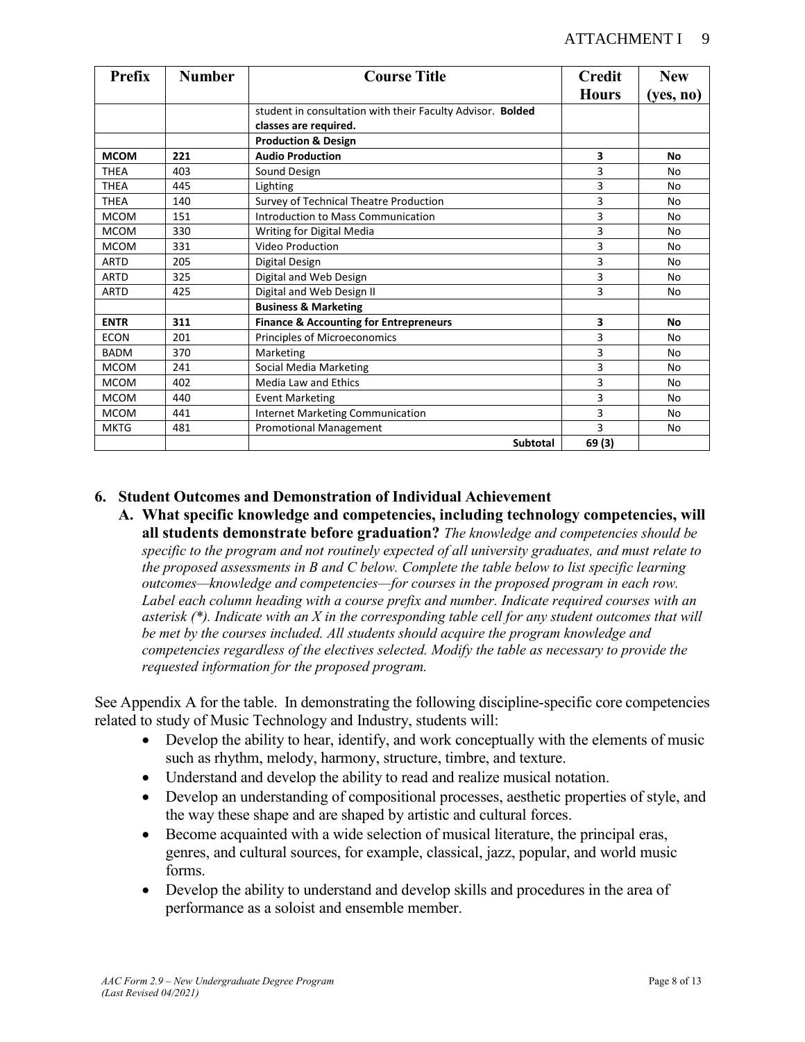| Prefix | Number | Course Title | Credit Hours | New (yes, no) |
|---|---|---|---|---|
| | | student in consultation with their Faculty Advisor. **Bolded classes are required.** | | |
| | | **Production & Design** | | |
| **MCOM** | **221** | **Audio Production** | **3** | **No** |
| THEA | 403 | Sound Design | 3 | No |
| THEA | 445 | Lighting | 3 | No |
| THEA | 140 | Survey of Technical Theatre Production | 3 | No |
| MCOM | 151 | Introduction to Mass Communication | 3 | No |
| MCOM | 330 | Writing for Digital Media | 3 | No |
| MCOM | 331 | Video Production | 3 | No |
| ARTD | 205 | Digital Design | 3 | No |
| ARTD | 325 | Digital and Web Design | 3 | No |
| ARTD | 425 | Digital and Web Design II | 3 | No |
| | | **Business & Marketing** | | |
| **ENTR** | **311** | **Finance & Accounting for Entrepreneurs** | **3** | **No** |
| ECON | 201 | Principles of Microeconomics | 3 | No |
| BADM | 370 | Marketing | 3 | No |
| MCOM | 241 | Social Media Marketing | 3 | No |
| MCOM | 402 | Media Law and Ethics | 3 | No |
| MCOM | 440 | Event Marketing | 3 | No |
| MCOM | 441 | Internet Marketing Communication | 3 | No |
| MKTG | 481 | Promotional Management | 3 | No |
| | | **Subtotal** | **69 (3)** | |

## 6. Student Outcomes and Demonstration of Individual Achievement

**A. What specific knowledge and competencies, including technology competencies, will all students demonstrate before graduation?** *The knowledge and competencies should be specific to the program and not routinely expected of all university graduates, and must relate to the proposed assessments in B and C below. Complete the table below to list specific learning outcomes—knowledge and competencies—for courses in the proposed program in each row. Label each column heading with a course prefix and number. Indicate required courses with an asterisk (*). Indicate with an X in the corresponding table cell for any student outcomes that will be met by the courses included. All students should acquire the program knowledge and competencies regardless of the electives selected. Modify the table as necessary to provide the requested information for the proposed program.*

See Appendix A for the table. In demonstrating the following discipline-specific core competencies related to study of Music Technology and Industry, students will:

- Develop the ability to hear, identify, and work conceptually with the elements of music such as rhythm, melody, harmony, structure, timbre, and texture.
- Understand and develop the ability to read and realize musical notation.
- Develop an understanding of compositional processes, aesthetic properties of style, and the way these shape and are shaped by artistic and cultural forces.
- Become acquainted with a wide selection of musical literature, the principal eras, genres, and cultural sources, for example, classical, jazz, popular, and world music forms.
- Develop the ability to understand and develop skills and procedures in the area of performance as a soloist and ensemble member.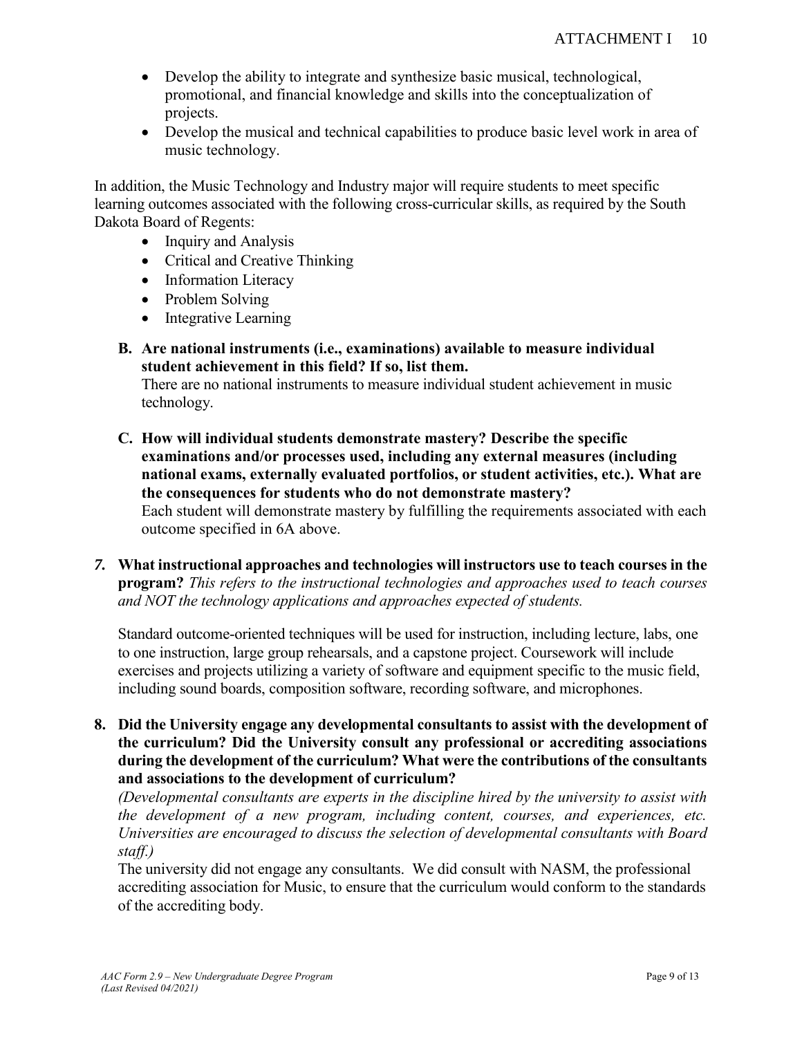- Develop the ability to integrate and synthesize basic musical, technological, promotional, and financial knowledge and skills into the conceptualization of projects.
- Develop the musical and technical capabilities to produce basic level work in area of music technology.

In addition, the Music Technology and Industry major will require students to meet specific learning outcomes associated with the following cross-curricular skills, as required by the South Dakota Board of Regents:

- Inquiry and Analysis
- Critical and Creative Thinking
- Information Literacy
- Problem Solving
- Integrative Learning

**B. Are national instruments (i.e., examinations) available to measure individual student achievement in this field? If so, list them.**

There are no national instruments to measure individual student achievement in music technology.

**C. How will individual students demonstrate mastery? Describe the specific examinations and/or processes used, including any external measures (including national exams, externally evaluated portfolios, or student activities, etc.). What are the consequences for students who do not demonstrate mastery?**

Each student will demonstrate mastery by fulfilling the requirements associated with each outcome specified in 6A above.

***7.* What instructional approaches and technologies will instructors use to teach courses in the program?** *This refers to the instructional technologies and approaches used to teach courses and NOT the technology applications and approaches expected of students.*

Standard outcome-oriented techniques will be used for instruction, including lecture, labs, one to one instruction, large group rehearsals, and a capstone project. Coursework will include exercises and projects utilizing a variety of software and equipment specific to the music field, including sound boards, composition software, recording software, and microphones.

**8. Did the University engage any developmental consultants to assist with the development of the curriculum? Did the University consult any professional or accrediting associations during the development of the curriculum? What were the contributions of the consultants and associations to the development of curriculum?**

*(Developmental consultants are experts in the discipline hired by the university to assist with the development of a new program, including content, courses, and experiences, etc. Universities are encouraged to discuss the selection of developmental consultants with Board staff.)*

The university did not engage any consultants. We did consult with NASM, the professional accrediting association for Music, to ensure that the curriculum would conform to the standards of the accrediting body.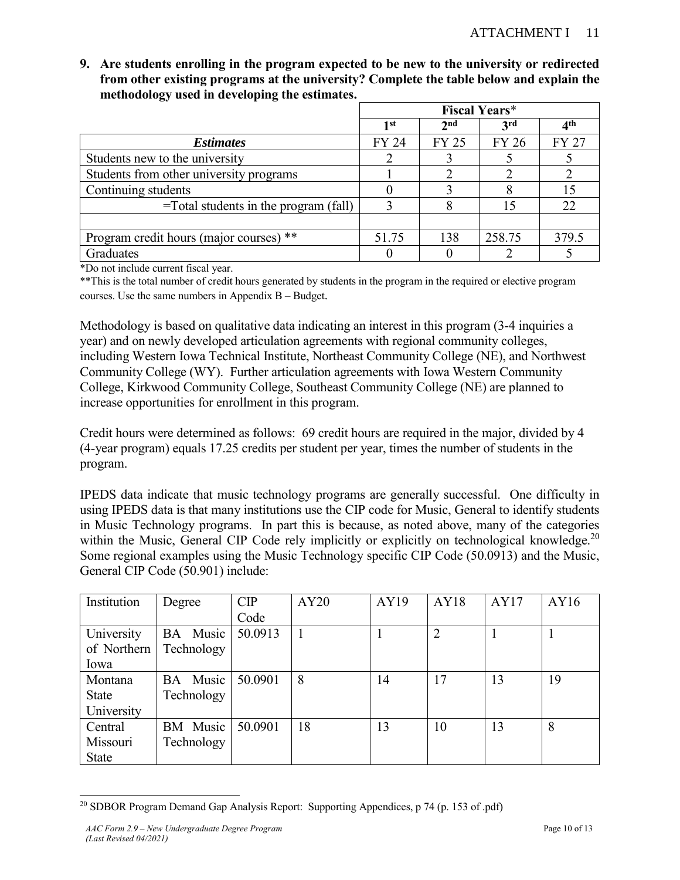**9. Are students enrolling in the program expected to be new to the university or redirected from other existing programs at the university? Complete the table below and explain the methodology used in developing the estimates.**

| | Fiscal Years* | | | |
|---|---|---|---|---|
| | 1st | 2nd | 3rd | 4th |
| ***Estimates*** | FY 24 | FY 25 | FY 26 | FY 27 |
| Students new to the university | 2 | 3 | 5 | 5 |
| Students from other university programs | 1 | 2 | 2 | 2 |
| Continuing students | 0 | 3 | 8 | 15 |
| =Total students in the program (fall) | 3 | 8 | 15 | 22 |
| | | | | |
| Program credit hours (major courses) ** | 51.75 | 138 | 258.75 | 379.5 |
| Graduates | 0 | 0 | 2 | 5 |

*Do not include current fiscal year.

**This is the total number of credit hours generated by students in the program in the required or elective program courses. Use the same numbers in Appendix B – Budget.

Methodology is based on qualitative data indicating an interest in this program (3-4 inquiries a year) and on newly developed articulation agreements with regional community colleges, including Western Iowa Technical Institute, Northeast Community College (NE), and Northwest Community College (WY). Further articulation agreements with Iowa Western Community College, Kirkwood Community College, Southeast Community College (NE) are planned to increase opportunities for enrollment in this program.

Credit hours were determined as follows: 69 credit hours are required in the major, divided by 4 (4-year program) equals 17.25 credits per student per year, times the number of students in the program.

IPEDS data indicate that music technology programs are generally successful. One difficulty in using IPEDS data is that many institutions use the CIP code for Music, General to identify students in Music Technology programs. In part this is because, as noted above, many of the categories within the Music, General CIP Code rely implicitly or explicitly on technological knowledge.[20] Some regional examples using the Music Technology specific CIP Code (50.0913) and the Music, General CIP Code (50.901) include:

| Institution | Degree | CIP Code | AY20 | AY19 | AY18 | AY17 | AY16 |
|---|---|---|---|---|---|---|---|
| University of Northern Iowa | BA Music Technology | 50.0913 | 1 | 1 | 2 | 1 | 1 |
| Montana State University | BA Music Technology | 50.0901 | 8 | 14 | 17 | 13 | 19 |
| Central Missouri State | BM Music Technology | 50.0901 | 18 | 13 | 10 | 13 | 8 |

[20] SDBOR Program Demand Gap Analysis Report: Supporting Appendices, p 74 (p. 153 of .pdf)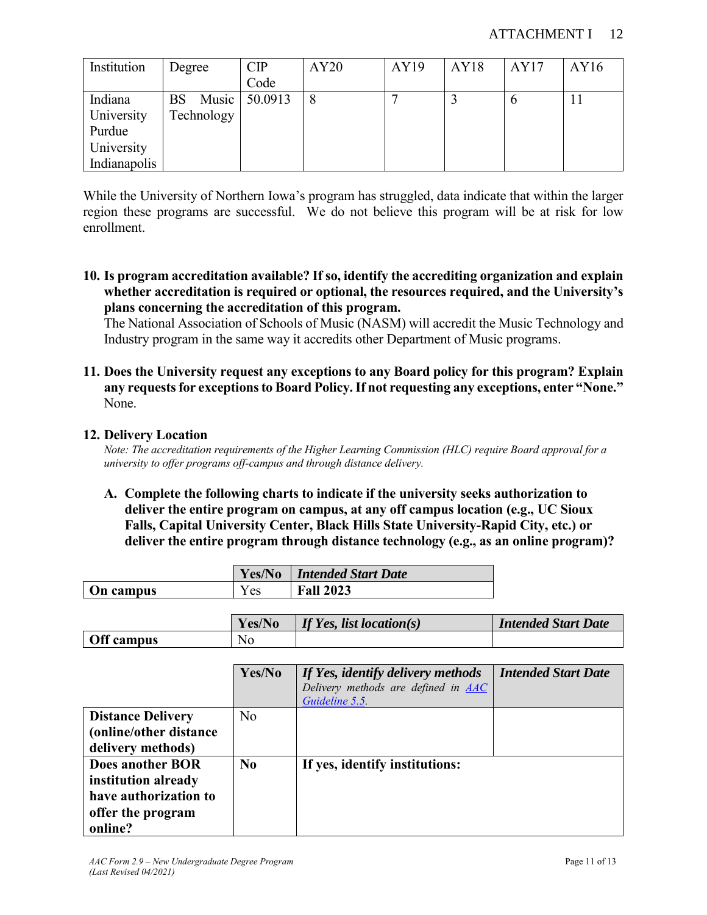| Institution | Degree | CIP Code | AY20 | AY19 | AY18 | AY17 | AY16 |
|---|---|---|---|---|---|---|---|
| Indiana University Purdue University Indianapolis | BS Music Technology | 50.0913 | 8 | 7 | 3 | 6 | 11 |

While the University of Northern Iowa's program has struggled, data indicate that within the larger region these programs are successful. We do not believe this program will be at risk for low enrollment.

**10. Is program accreditation available? If so, identify the accrediting organization and explain whether accreditation is required or optional, the resources required, and the University's plans concerning the accreditation of this program.**

The National Association of Schools of Music (NASM) will accredit the Music Technology and Industry program in the same way it accredits other Department of Music programs.

**11. Does the University request any exceptions to any Board policy for this program? Explain any requests for exceptions to Board Policy. If not requesting any exceptions, enter "None."**

None.

**12. Delivery Location**

*Note: The accreditation requirements of the Higher Learning Commission (HLC) require Board approval for a university to offer programs off-campus and through distance delivery.*

**A. Complete the following charts to indicate if the university seeks authorization to deliver the entire program on campus, at any off campus location (e.g., UC Sioux Falls, Capital University Center, Black Hills State University-Rapid City, etc.) or deliver the entire program through distance technology (e.g., as an online program)?**

| | Yes/No | *Intended Start Date* |
|---|---|---|
| **On campus** | Yes | **Fall 2023** |

| | Yes/No | *If Yes, list location(s)* | *Intended Start Date* |
|---|---|---|---|
| **Off campus** | No | | |

| | Yes/No | *If Yes, identify delivery methods* *Delivery methods are defined in [AAC Guideline 5.5](AAC Guideline 5.5).* | *Intended Start Date* |
|---|---|---|---|
| **Distance Delivery (online/other distance delivery methods)** | No | | |
| **Does another BOR institution already have authorization to offer the program online?** | **No** | **If yes, identify institutions:** | |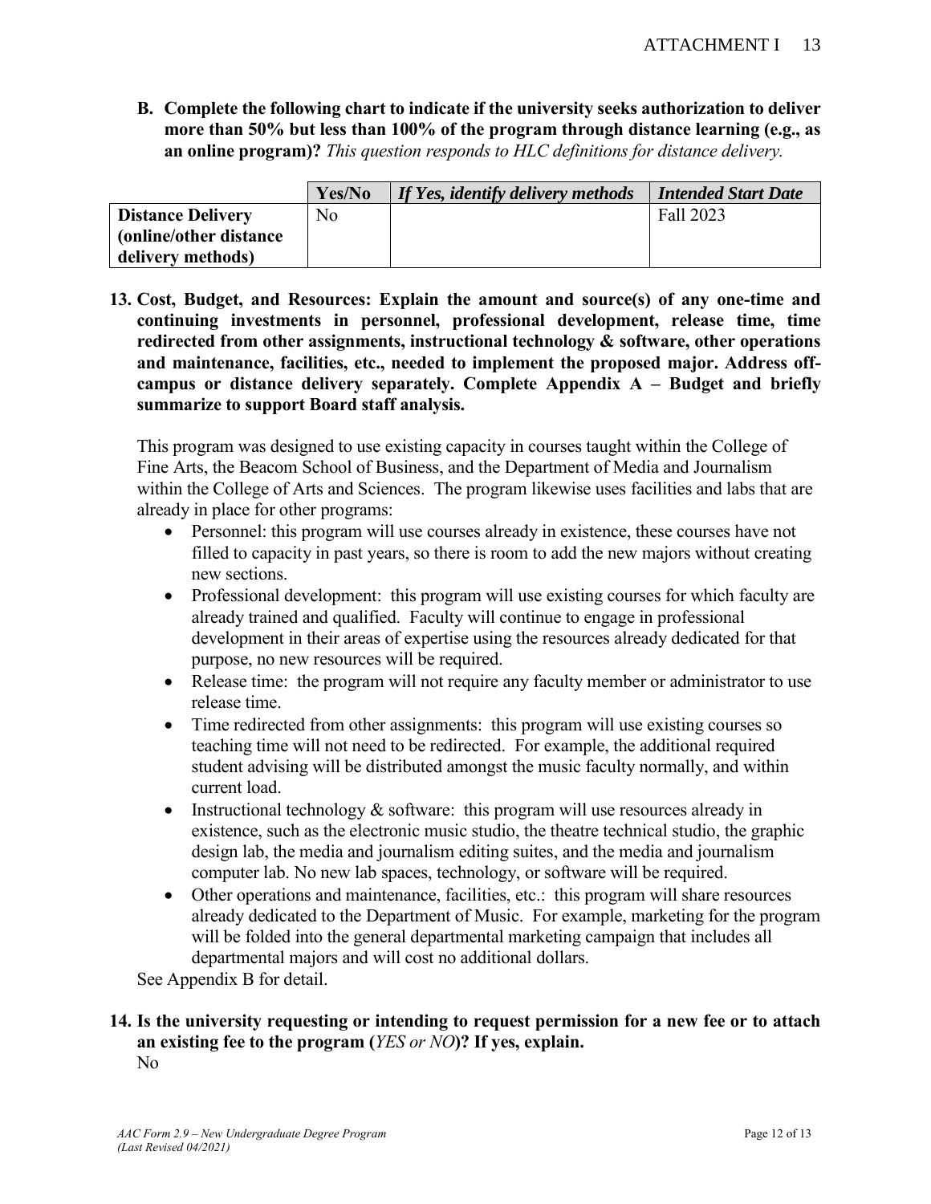**B. Complete the following chart to indicate if the university seeks authorization to deliver more than 50% but less than 100% of the program through distance learning (e.g., as an online program)?** *This question responds to HLC definitions for distance delivery.*

| | Yes/No | *If Yes, identify delivery methods* | *Intended Start Date* |
|---|---|---|---|
| **Distance Delivery (online/other distance delivery methods)** | No | | Fall 2023 |

**13. Cost, Budget, and Resources: Explain the amount and source(s) of any one-time and continuing investments in personnel, professional development, release time, time redirected from other assignments, instructional technology & software, other operations and maintenance, facilities, etc., needed to implement the proposed major. Address off-campus or distance delivery separately. Complete Appendix A – Budget and briefly summarize to support Board staff analysis.**

This program was designed to use existing capacity in courses taught within the College of Fine Arts, the Beacom School of Business, and the Department of Media and Journalism within the College of Arts and Sciences. The program likewise uses facilities and labs that are already in place for other programs:

- Personnel: this program will use courses already in existence, these courses have not filled to capacity in past years, so there is room to add the new majors without creating new sections.
- Professional development: this program will use existing courses for which faculty are already trained and qualified. Faculty will continue to engage in professional development in their areas of expertise using the resources already dedicated for that purpose, no new resources will be required.
- Release time: the program will not require any faculty member or administrator to use release time.
- Time redirected from other assignments: this program will use existing courses so teaching time will not need to be redirected. For example, the additional required student advising will be distributed amongst the music faculty normally, and within current load.
- Instructional technology & software: this program will use resources already in existence, such as the electronic music studio, the theatre technical studio, the graphic design lab, the media and journalism editing suites, and the media and journalism computer lab. No new lab spaces, technology, or software will be required.
- Other operations and maintenance, facilities, etc.: this program will share resources already dedicated to the Department of Music. For example, marketing for the program will be folded into the general departmental marketing campaign that includes all departmental majors and will cost no additional dollars.

See Appendix B for detail.

**14. Is the university requesting or intending to request permission for a new fee or to attach an existing fee to the program (***YES or NO***)? If yes, explain.**

No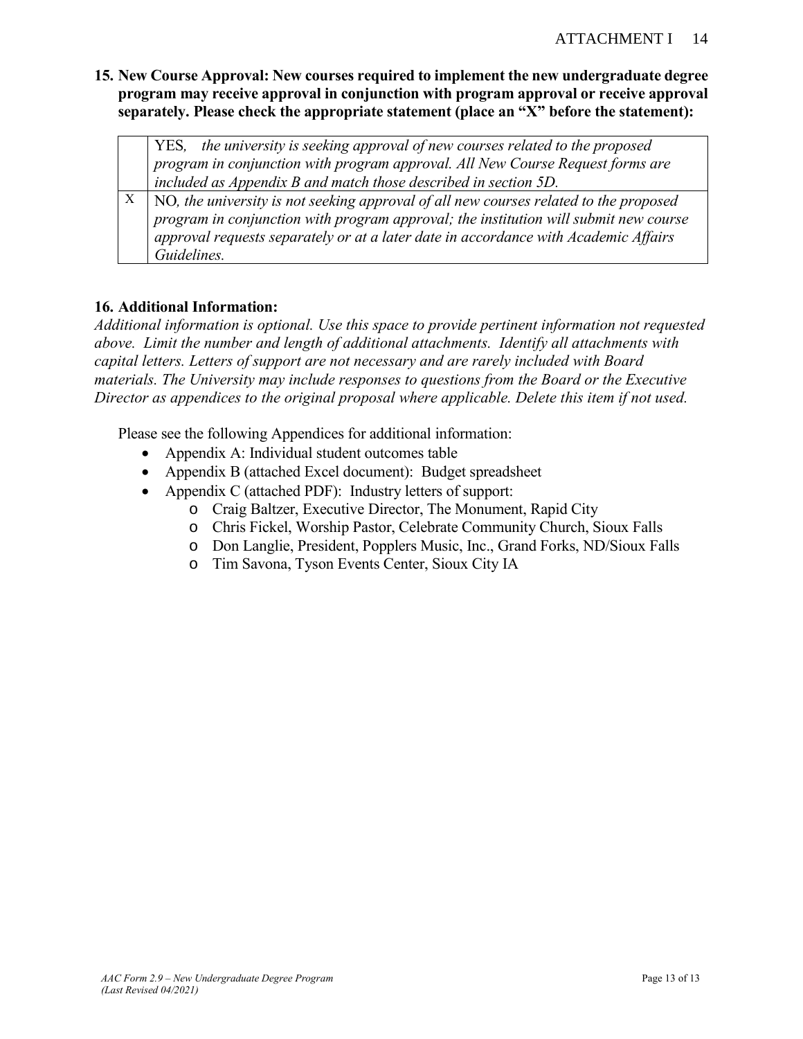**15. New Course Approval: New courses required to implement the new undergraduate degree program may receive approval in conjunction with program approval or receive approval separately. Please check the appropriate statement (place an "X" before the statement):**

| | |
|---|---|
| | YES*, the university is seeking approval of new courses related to the proposed program in conjunction with program approval. All New Course Request forms are included as Appendix B and match those described in section 5D.* |
| X | NO*, the university is not seeking approval of all new courses related to the proposed program in conjunction with program approval; the institution will submit new course approval requests separately or at a later date in accordance with Academic Affairs Guidelines.* |

**16. Additional Information:**

*Additional information is optional. Use this space to provide pertinent information not requested above. Limit the number and length of additional attachments. Identify all attachments with capital letters. Letters of support are not necessary and are rarely included with Board materials. The University may include responses to questions from the Board or the Executive Director as appendices to the original proposal where applicable. Delete this item if not used.*

Please see the following Appendices for additional information:

- Appendix A: Individual student outcomes table
- Appendix B (attached Excel document): Budget spreadsheet
- Appendix C (attached PDF): Industry letters of support:
  - Craig Baltzer, Executive Director, The Monument, Rapid City
  - Chris Fickel, Worship Pastor, Celebrate Community Church, Sioux Falls
  - Don Langlie, President, Popplers Music, Inc., Grand Forks, ND/Sioux Falls
  - Tim Savona, Tyson Events Center, Sioux City IA

*AAC Form 2.9 – New Undergraduate Degree Program*
*(Last Revised 04/2021)*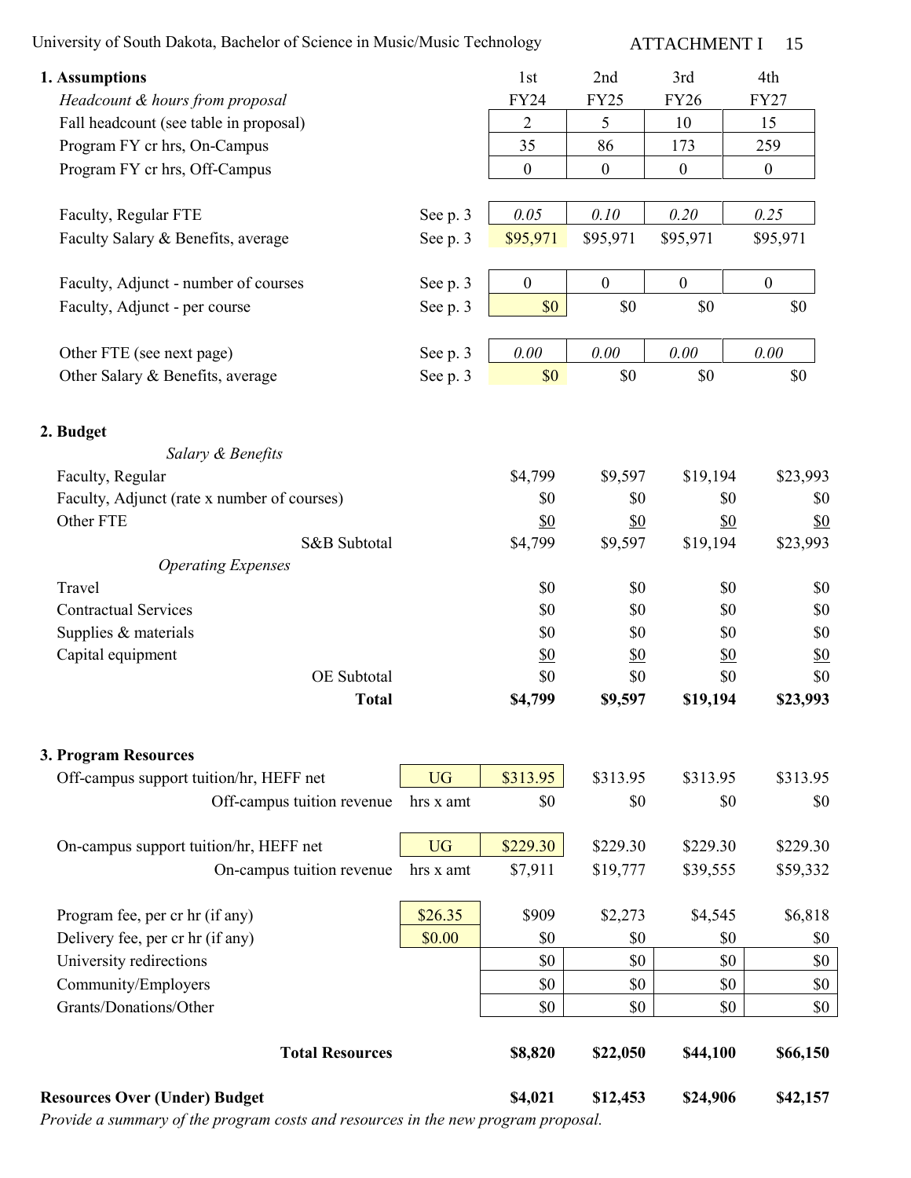## 1. Assumptions

| | | 1st | 2nd | 3rd | 4th |
|---|---|---|---|---|---|
| *Headcount & hours from proposal* | | FY24 | FY25 | FY26 | FY27 |
| Fall headcount (see table in proposal) | | 2 | 5 | 10 | 15 |
| Program FY cr hrs, On-Campus | | 35 | 86 | 173 | 259 |
| Program FY cr hrs, Off-Campus | | 0 | 0 | 0 | 0 |
| Faculty, Regular FTE | See p. 3 | *0.05* | *0.10* | *0.20* | *0.25* |
| Faculty Salary & Benefits, average | See p. 3 | $95,971 | $95,971 | $95,971 | $95,971 |
| Faculty, Adjunct - number of courses | See p. 3 | 0 | 0 | 0 | 0 |
| Faculty, Adjunct - per course | See p. 3 | $0 | $0 | $0 | $0 |
| Other FTE (see next page) | See p. 3 | *0.00* | *0.00* | *0.00* | *0.00* |
| Other Salary & Benefits, average | See p. 3 | $0 | $0 | $0 | $0 |

## 2. Budget

| | 1st | 2nd | 3rd | 4th |
|---|---|---|---|---|
| *Salary & Benefits* | | | | |
| Faculty, Regular | $4,799 | $9,597 | $19,194 | $23,993 |
| Faculty, Adjunct (rate x number of courses) | $0 | $0 | $0 | $0 |
| Other FTE | $0 | $0 | $0 | $0 |
| S&B Subtotal | $4,799 | $9,597 | $19,194 | $23,993 |
| *Operating Expenses* | | | | |
| Travel | $0 | $0 | $0 | $0 |
| Contractual Services | $0 | $0 | $0 | $0 |
| Supplies & materials | $0 | $0 | $0 | $0 |
| Capital equipment | $0 | $0 | $0 | $0 |
| OE Subtotal | $0 | $0 | $0 | $0 |
| **Total** | **$4,799** | **$9,597** | **$19,194** | **$23,993** |

## 3. Program Resources

| | | 1st | 2nd | 3rd | 4th |
|---|---|---|---|---|---|
| Off-campus support tuition/hr, HEFF net | UG | $313.95 | $313.95 | $313.95 | $313.95 |
| Off-campus tuition revenue | hrs x amt | $0 | $0 | $0 | $0 |
| On-campus support tuition/hr, HEFF net | UG | $229.30 | $229.30 | $229.30 | $229.30 |
| On-campus tuition revenue | hrs x amt | $7,911 | $19,777 | $39,555 | $59,332 |
| Program fee, per cr hr (if any) | $26.35 | $909 | $2,273 | $4,545 | $6,818 |
| Delivery fee, per cr hr (if any) | $0.00 | $0 | $0 | $0 | $0 |
| University redirections | | $0 | $0 | $0 | $0 |
| Community/Employers | | $0 | $0 | $0 | $0 |
| Grants/Donations/Other | | $0 | $0 | $0 | $0 |
| **Total Resources** | | **$8,820** | **$22,050** | **$44,100** | **$66,150** |
| **Resources Over (Under) Budget** | | **$4,021** | **$12,453** | **$24,906** | **$42,157** |

*Provide a summary of the program costs and resources in the new program proposal.*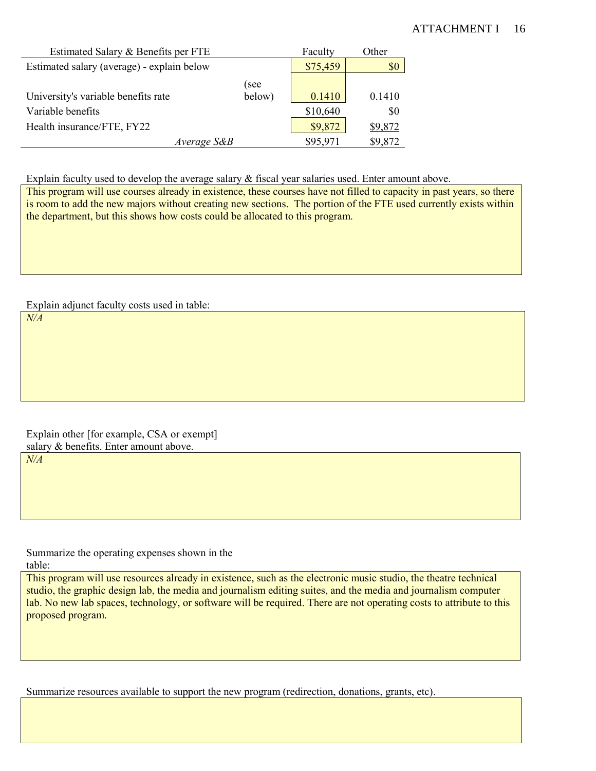| Estimated Salary & Benefits per FTE | | Faculty | Other |
|---|---|---|---|
| Estimated salary (average) - explain below | | $75,459 | $0 |
| University's variable benefits rate | (see below) | 0.1410 | 0.1410 |
| Variable benefits | | $10,640 | $0 |
| Health insurance/FTE, FY22 | | $9,872 | $9,872 |
| *Average S&B* | | $95,971 | $9,872 |

Explain faculty used to develop the average salary & fiscal year salaries used. Enter amount above.

This program will use courses already in existence, these courses have not filled to capacity in past years, so there is room to add the new majors without creating new sections. The portion of the FTE used currently exists within the department, but this shows how costs could be allocated to this program.

Explain adjunct faculty costs used in table:

*N/A*

Explain other [for example, CSA or exempt] salary & benefits. Enter amount above.

*N/A*

Summarize the operating expenses shown in the table:

This program will use resources already in existence, such as the electronic music studio, the theatre technical studio, the graphic design lab, the media and journalism editing suites, and the media and journalism computer lab. No new lab spaces, technology, or software will be required. There are not operating costs to attribute to this proposed program.

Summarize resources available to support the new program (redirection, donations, grants, etc).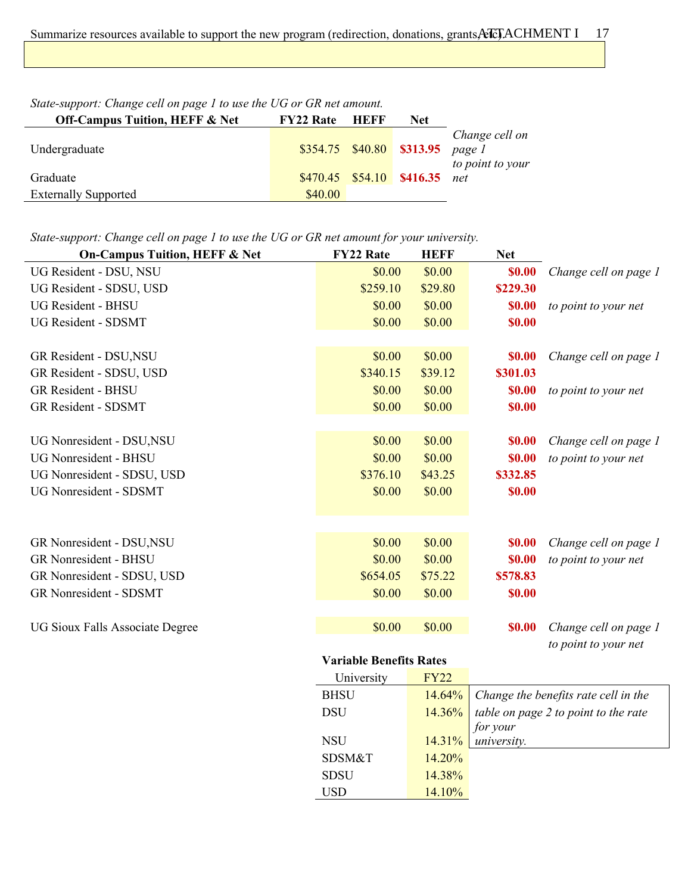Summarize resources available to support the new program (redirection, donations, grants, etc.)

*State-support: Change cell on page 1 to use the UG or GR net amount.*

| Off-Campus Tuition, HEFF & Net | FY22 Rate | HEFF | Net | |
|---|---|---|---|---|
| Undergraduate | $354.75 | $40.80 | **$313.95** | *Change cell on page 1 to point to your net* |
| Graduate | $470.45 | $54.10 | **$416.35** | |
| Externally Supported | $40.00 | | | |

*State-support: Change cell on page 1 to use the UG or GR net amount for your university.*

| On-Campus Tuition, HEFF & Net | FY22 Rate | HEFF | Net | |
|---|---|---|---|---|
| UG Resident - DSU, NSU | $0.00 | $0.00 | **$0.00** | *Change cell on page 1* |
| UG Resident - SDSU, USD | $259.10 | $29.80 | **$229.30** | |
| UG Resident - BHSU | $0.00 | $0.00 | **$0.00** | *to point to your net* |
| UG Resident - SDSMT | $0.00 | $0.00 | **$0.00** | |
| GR Resident - DSU,NSU | $0.00 | $0.00 | **$0.00** | *Change cell on page 1* |
| GR Resident - SDSU, USD | $340.15 | $39.12 | **$301.03** | |
| GR Resident - BHSU | $0.00 | $0.00 | **$0.00** | *to point to your net* |
| GR Resident - SDSMT | $0.00 | $0.00 | **$0.00** | |
| UG Nonresident - DSU,NSU | $0.00 | $0.00 | **$0.00** | *Change cell on page 1* |
| UG Nonresident - BHSU | $0.00 | $0.00 | **$0.00** | *to point to your net* |
| UG Nonresident - SDSU, USD | $376.10 | $43.25 | **$332.85** | |
| UG Nonresident - SDSMT | $0.00 | $0.00 | **$0.00** | |
| GR Nonresident - DSU,NSU | $0.00 | $0.00 | **$0.00** | *Change cell on page 1* |
| GR Nonresident - BHSU | $0.00 | $0.00 | **$0.00** | *to point to your net* |
| GR Nonresident - SDSU, USD | $654.05 | $75.22 | **$578.83** | |
| GR Nonresident - SDSMT | $0.00 | $0.00 | **$0.00** | |
| UG Sioux Falls Associate Degree | $0.00 | $0.00 | **$0.00** | *Change cell on page 1 to point to your net* |

**Variable Benefits Rates**

| University | FY22 |
|---|---|
| BHSU | 14.64% |
| DSU | 14.36% |
| NSU | 14.31% |
| SDSM&T | 14.20% |
| SDSU | 14.38% |
| USD | 14.10% |

*Change the benefits rate cell in the table on page 2 to point to the rate for your university.*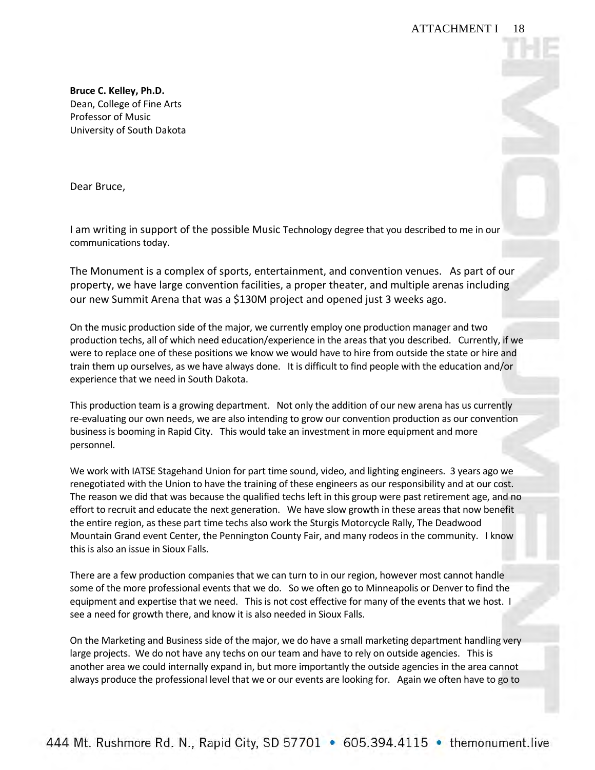**Bruce C. Kelley, Ph.D.**
Dean, College of Fine Arts
Professor of Music
University of South Dakota

Dear Bruce,

I am writing in support of the possible Music Technology degree that you described to me in our communications today.

The Monument is a complex of sports, entertainment, and convention venues. As part of our property, we have large convention facilities, a proper theater, and multiple arenas including our new Summit Arena that was a $130M project and opened just 3 weeks ago.

On the music production side of the major, we currently employ one production manager and two production techs, all of which need education/experience in the areas that you described. Currently, if we were to replace one of these positions we know we would have to hire from outside the state or hire and train them up ourselves, as we have always done. It is difficult to find people with the education and/or experience that we need in South Dakota.

This production team is a growing department. Not only the addition of our new arena has us currently re-evaluating our own needs, we are also intending to grow our convention production as our convention business is booming in Rapid City. This would take an investment in more equipment and more personnel.

We work with IATSE Stagehand Union for part time sound, video, and lighting engineers. 3 years ago we renegotiated with the Union to have the training of these engineers as our responsibility and at our cost. The reason we did that was because the qualified techs left in this group were past retirement age, and no effort to recruit and educate the next generation. We have slow growth in these areas that now benefit the entire region, as these part time techs also work the Sturgis Motorcycle Rally, The Deadwood Mountain Grand event Center, the Pennington County Fair, and many rodeos in the community. I know this is also an issue in Sioux Falls.

There are a few production companies that we can turn to in our region, however most cannot handle some of the more professional events that we do. So we often go to Minneapolis or Denver to find the equipment and expertise that we need. This is not cost effective for many of the events that we host. I see a need for growth there, and know it is also needed in Sioux Falls.

On the Marketing and Business side of the major, we do have a small marketing department handling very large projects. We do not have any techs on our team and have to rely on outside agencies. This is another area we could internally expand in, but more importantly the outside agencies in the area cannot always produce the professional level that we or our events are looking for. Again we often have to go to

444 Mt. Rushmore Rd. N., Rapid City, SD 57701 • 605.394.4115 • themonument.live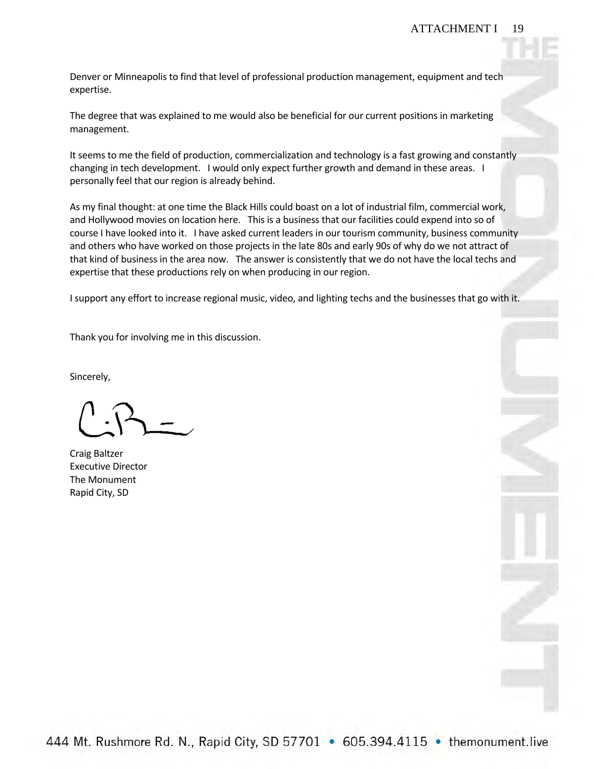Denver or Minneapolis to find that level of professional production management, equipment and tech expertise.

The degree that was explained to me would also be beneficial for our current positions in marketing management.

It seems to me the field of production, commercialization and technology is a fast growing and constantly changing in tech development. I would only expect further growth and demand in these areas. I personally feel that our region is already behind.

As my final thought: at one time the Black Hills could boast on a lot of industrial film, commercial work, and Hollywood movies on location here. This is a business that our facilities could expend into so of course I have looked into it. I have asked current leaders in our tourism community, business community and others who have worked on those projects in the late 80s and early 90s of why do we not attract of that kind of business in the area now. The answer is consistently that we do not have the local techs and expertise that these productions rely on when producing in our region.

I support any effort to increase regional music, video, and lighting techs and the businesses that go with it.

Thank you for involving me in this discussion.

Sincerely,

Craig Baltzer
Executive Director
The Monument
Rapid City, SD

444 Mt. Rushmore Rd. N., Rapid City, SD 57701 • 605.394.4115 • themonument.live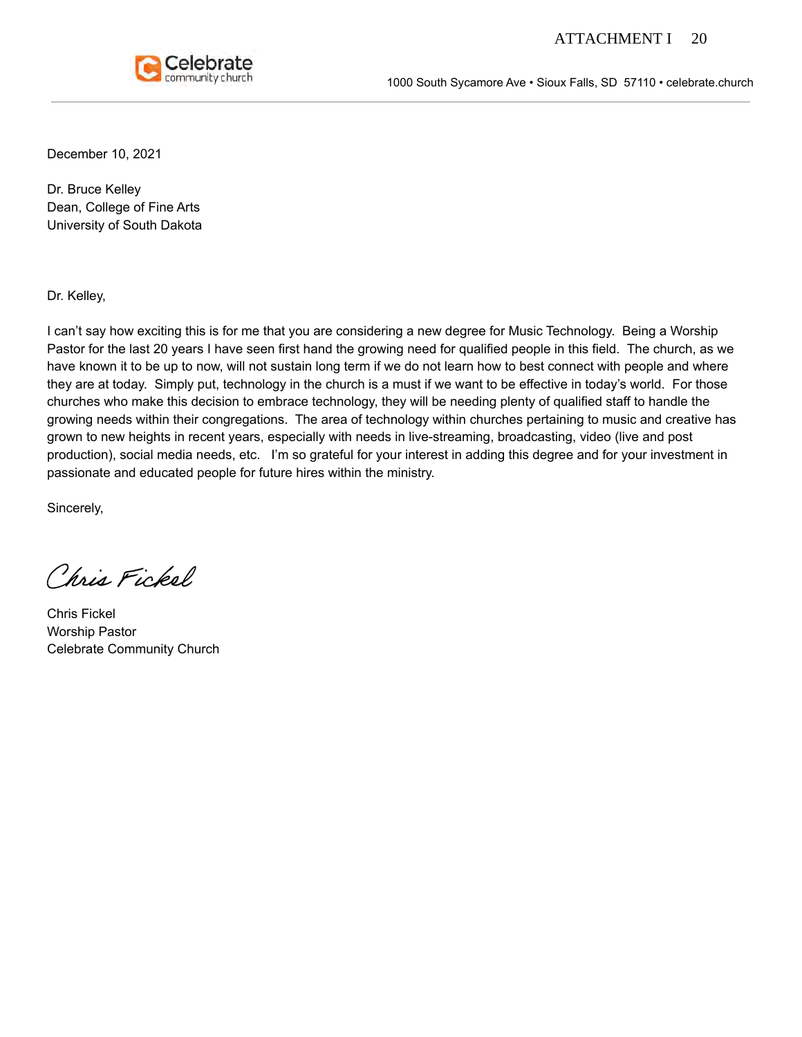Celebrate community church

1000 South Sycamore Ave • Sioux Falls, SD 57110 • celebrate.church

December 10, 2021

Dr. Bruce Kelley
Dean, College of Fine Arts
University of South Dakota

Dr. Kelley,

I can't say how exciting this is for me that you are considering a new degree for Music Technology. Being a Worship Pastor for the last 20 years I have seen first hand the growing need for qualified people in this field. The church, as we have known it to be up to now, will not sustain long term if we do not learn how to best connect with people and where they are at today. Simply put, technology in the church is a must if we want to be effective in today's world. For those churches who make this decision to embrace technology, they will be needing plenty of qualified staff to handle the growing needs within their congregations. The area of technology within churches pertaining to music and creative has grown to new heights in recent years, especially with needs in live-streaming, broadcasting, video (live and post production), social media needs, etc. I'm so grateful for your interest in adding this degree and for your investment in passionate and educated people for future hires within the ministry.

Sincerely,

Chris Fickel

Chris Fickel
Worship Pastor
Celebrate Community Church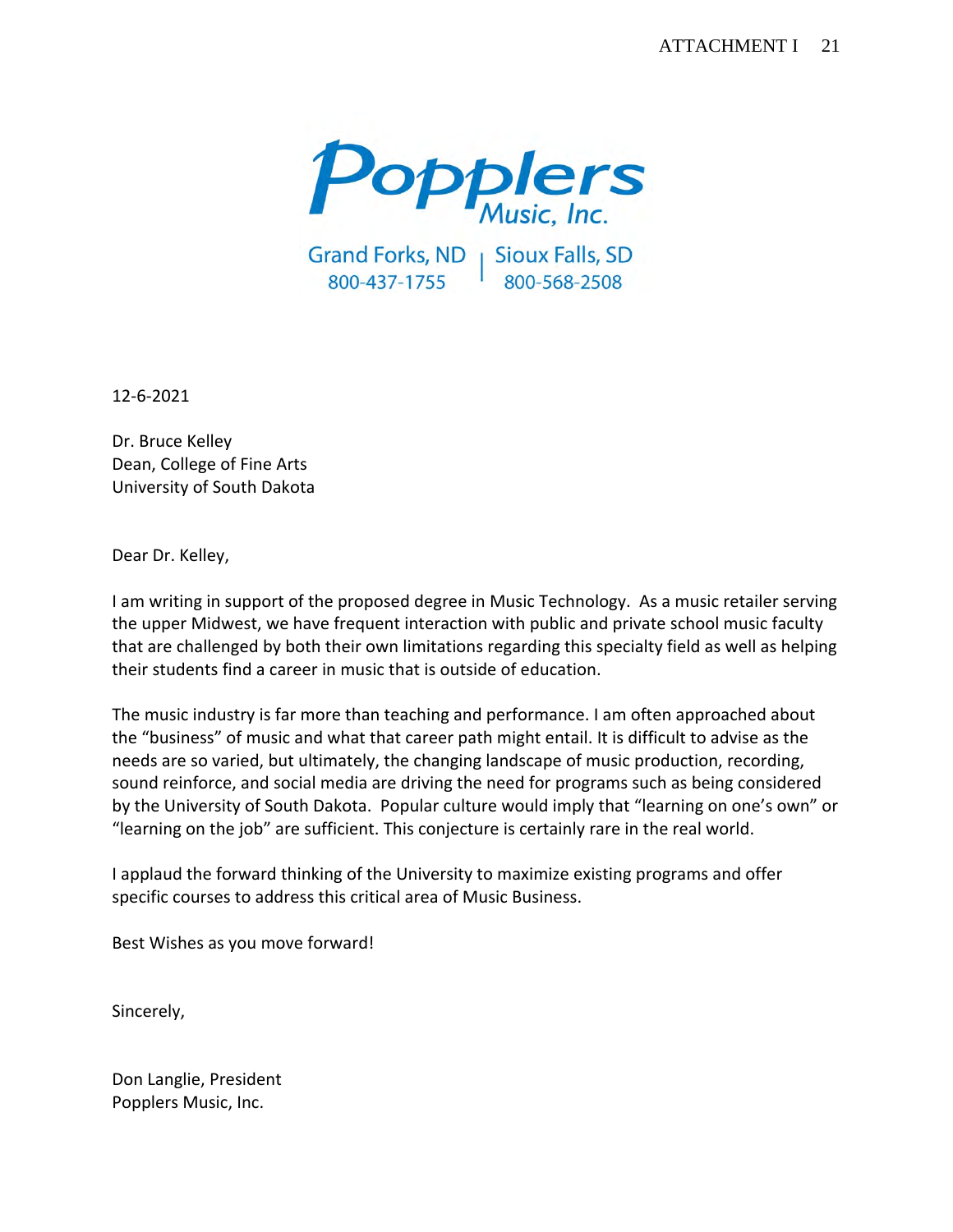Popplers Music, Inc.

Grand Forks, ND 800-437-1755 | Sioux Falls, SD 800-568-2508

12-6-2021

Dr. Bruce Kelley
Dean, College of Fine Arts
University of South Dakota

Dear Dr. Kelley,

I am writing in support of the proposed degree in Music Technology. As a music retailer serving the upper Midwest, we have frequent interaction with public and private school music faculty that are challenged by both their own limitations regarding this specialty field as well as helping their students find a career in music that is outside of education.

The music industry is far more than teaching and performance. I am often approached about the "business" of music and what that career path might entail. It is difficult to advise as the needs are so varied, but ultimately, the changing landscape of music production, recording, sound reinforce, and social media are driving the need for programs such as being considered by the University of South Dakota. Popular culture would imply that "learning on one's own" or "learning on the job" are sufficient. This conjecture is certainly rare in the real world.

I applaud the forward thinking of the University to maximize existing programs and offer specific courses to address this critical area of Music Business.

Best Wishes as you move forward!

Sincerely,

Don Langlie, President
Popplers Music, Inc.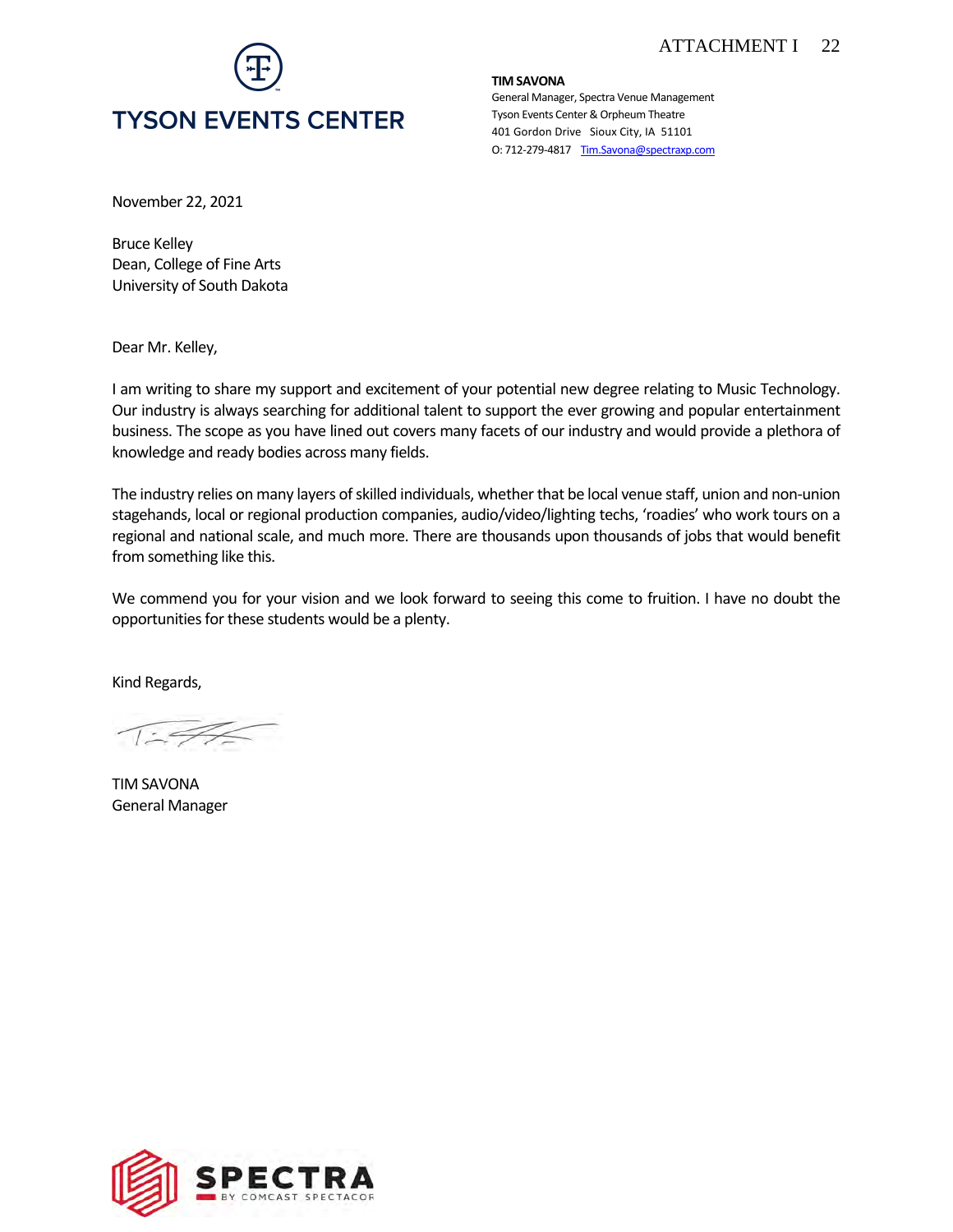# TYSON EVENTS CENTER

**TIM SAVONA**
General Manager, Spectra Venue Management
Tyson Events Center & Orpheum Theatre
401 Gordon Drive   Sioux City, IA  51101
O: 712-279-4817   Tim.Savona@spectraxp.com

November 22, 2021

Bruce Kelley
Dean, College of Fine Arts
University of South Dakota

Dear Mr. Kelley,

I am writing to share my support and excitement of your potential new degree relating to Music Technology. Our industry is always searching for additional talent to support the ever growing and popular entertainment business. The scope as you have lined out covers many facets of our industry and would provide a plethora of knowledge and ready bodies across many fields.

The industry relies on many layers of skilled individuals, whether that be local venue staff, union and non-union stagehands, local or regional production companies, audio/video/lighting techs, 'roadies' who work tours on a regional and national scale, and much more. There are thousands upon thousands of jobs that would benefit from something like this.

We commend you for your vision and we look forward to seeing this come to fruition. I have no doubt the opportunities for these students would be a plenty.

Kind Regards,

TIM SAVONA
General Manager

SPECTRA BY COMCAST SPECTACOR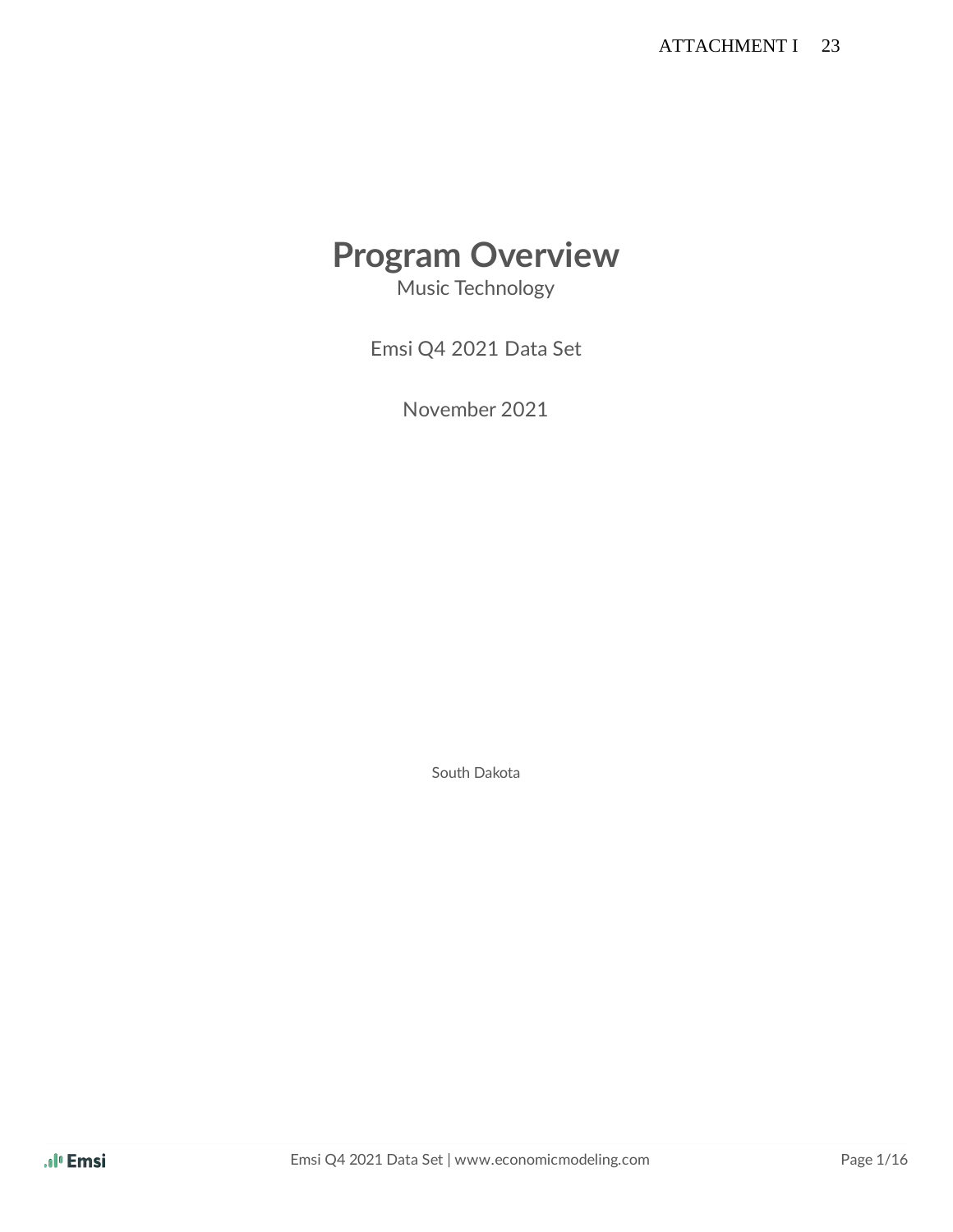# Program Overview

Music Technology

Emsi Q4 2021 Data Set

November 2021

South Dakota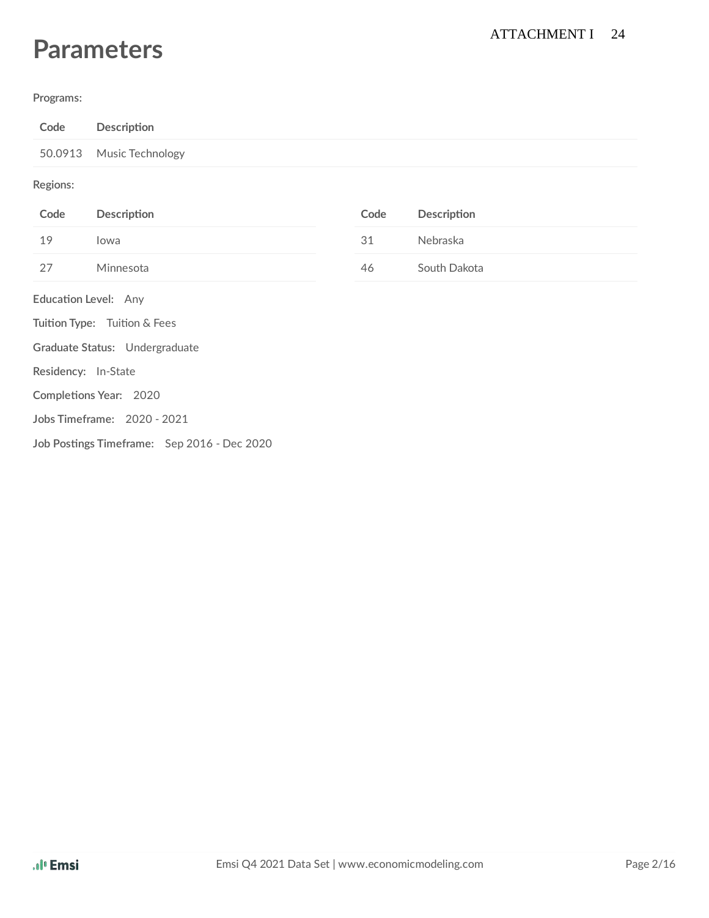# Parameters

Programs:

| Code | Description |
| --- | --- |
| 50.0913 | Music Technology |

Regions:

| Code | Description | Code | Description |
| --- | --- | --- | --- |
| 19 | Iowa | 31 | Nebraska |
| 27 | Minnesota | 46 | South Dakota |

**Education Level:** Any

**Tuition Type:** Tuition & Fees

**Graduate Status:** Undergraduate

**Residency:** In-State

**Completions Year:** 2020

**Jobs Timeframe:** 2020 - 2021

**Job Postings Timeframe:** Sep 2016 - Dec 2020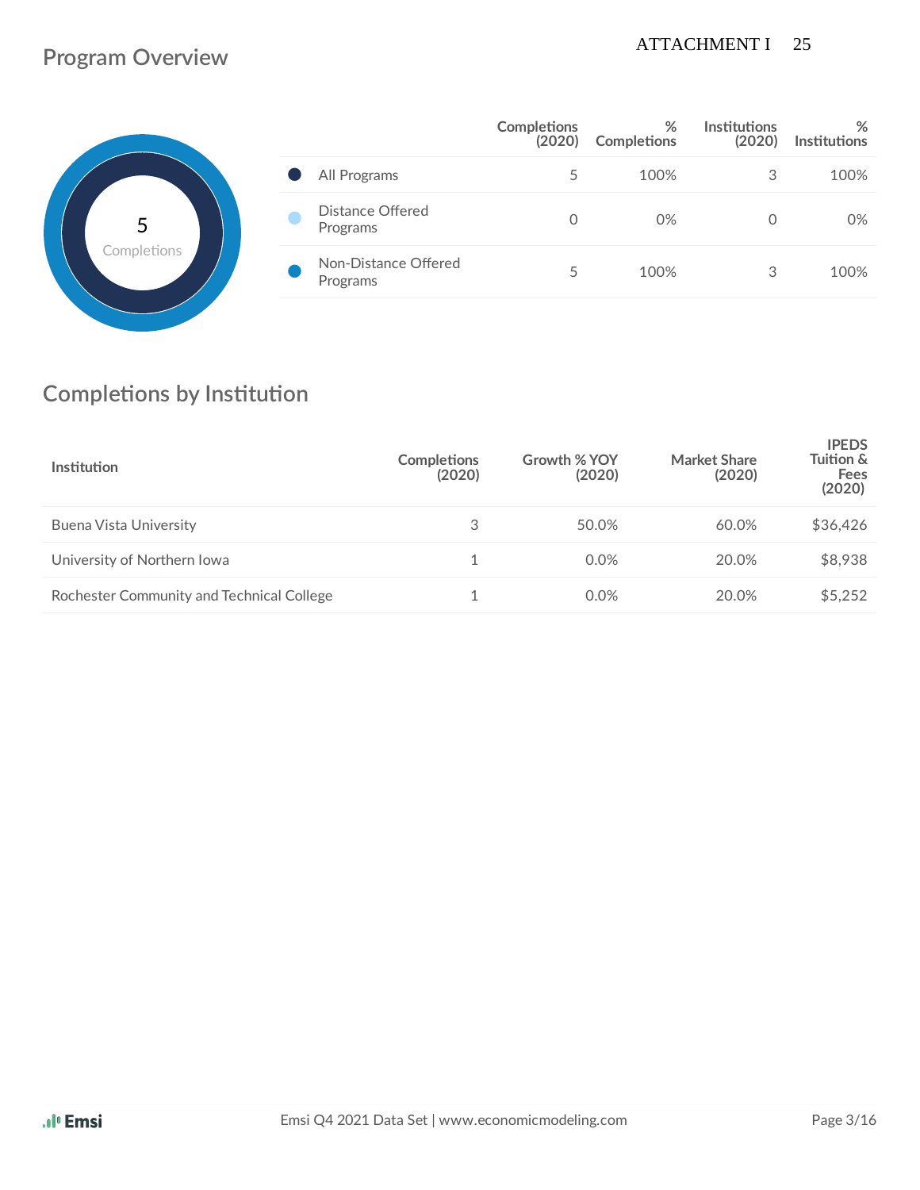## Program Overview

5
Completions

| | Completions (2020) | % Completions | Institutions (2020) | % Institutions |
|---|---|---|---|---|
| All Programs | 5 | 100% | 3 | 100% |
| Distance Offered Programs | 0 | 0% | 0 | 0% |
| Non-Distance Offered Programs | 5 | 100% | 3 | 100% |

## Completions by Institution

| Institution | Completions (2020) | Growth % YOY (2020) | Market Share (2020) | IPEDS Tuition & Fees (2020) |
|---|---|---|---|---|
| Buena Vista University | 3 | 50.0% | 60.0% | $36,426 |
| University of Northern Iowa | 1 | 0.0% | 20.0% | $8,938 |
| Rochester Community and Technical College | 1 | 0.0% | 20.0% | $5,252 |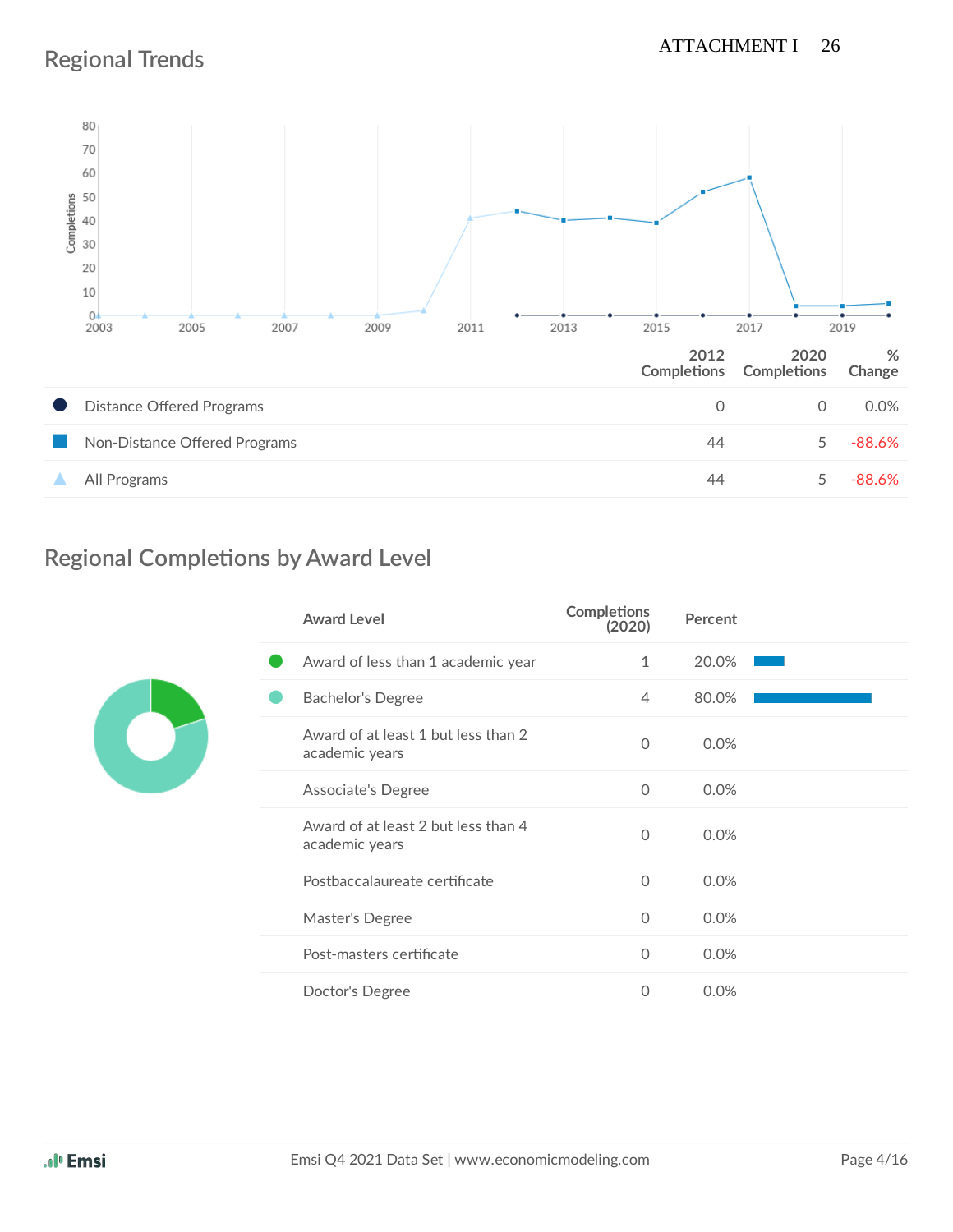## Regional Trends

| | 2012 Completions | 2020 Completions | % Change |
|---|---|---|---|
| Distance Offered Programs | 0 | 0 | 0.0% |
| Non-Distance Offered Programs | 44 | 5 | -88.6% |
| All Programs | 44 | 5 | -88.6% |

## Regional Completions by Award Level

| Award Level | Completions (2020) | Percent |
|---|---|---|
| Award of less than 1 academic year | 1 | 20.0% |
| Bachelor's Degree | 4 | 80.0% |
| Award of at least 1 but less than 2 academic years | 0 | 0.0% |
| Associate's Degree | 0 | 0.0% |
| Award of at least 2 but less than 4 academic years | 0 | 0.0% |
| Postbaccalaureate certificate | 0 | 0.0% |
| Master's Degree | 0 | 0.0% |
| Post-masters certificate | 0 | 0.0% |
| Doctor's Degree | 0 | 0.0% |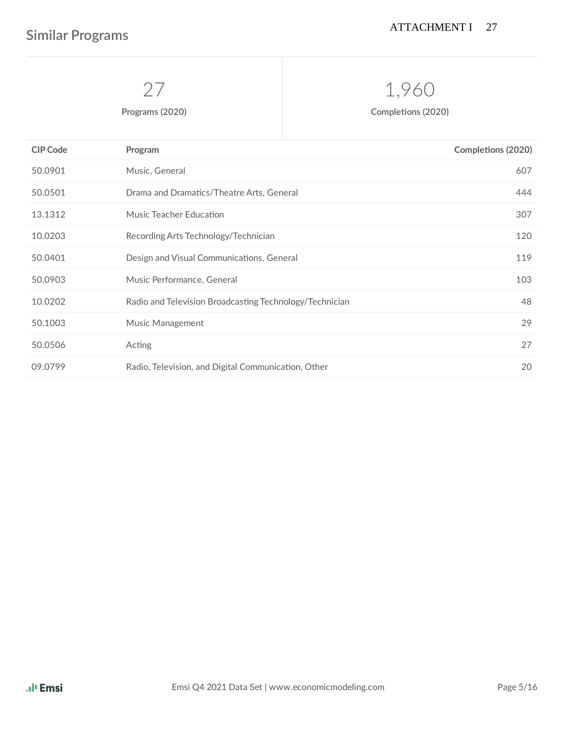## Similar Programs

| 27 | 1,960 |
|---|---|
| Programs (2020) | Completions (2020) |

| CIP Code | Program | Completions (2020) |
|---|---|---|
| 50.0901 | Music, General | 607 |
| 50.0501 | Drama and Dramatics/Theatre Arts, General | 444 |
| 13.1312 | Music Teacher Education | 307 |
| 10.0203 | Recording Arts Technology/Technician | 120 |
| 50.0401 | Design and Visual Communications, General | 119 |
| 50.0903 | Music Performance, General | 103 |
| 10.0202 | Radio and Television Broadcasting Technology/Technician | 48 |
| 50.1003 | Music Management | 29 |
| 50.0506 | Acting | 27 |
| 09.0799 | Radio, Television, and Digital Communication, Other | 20 |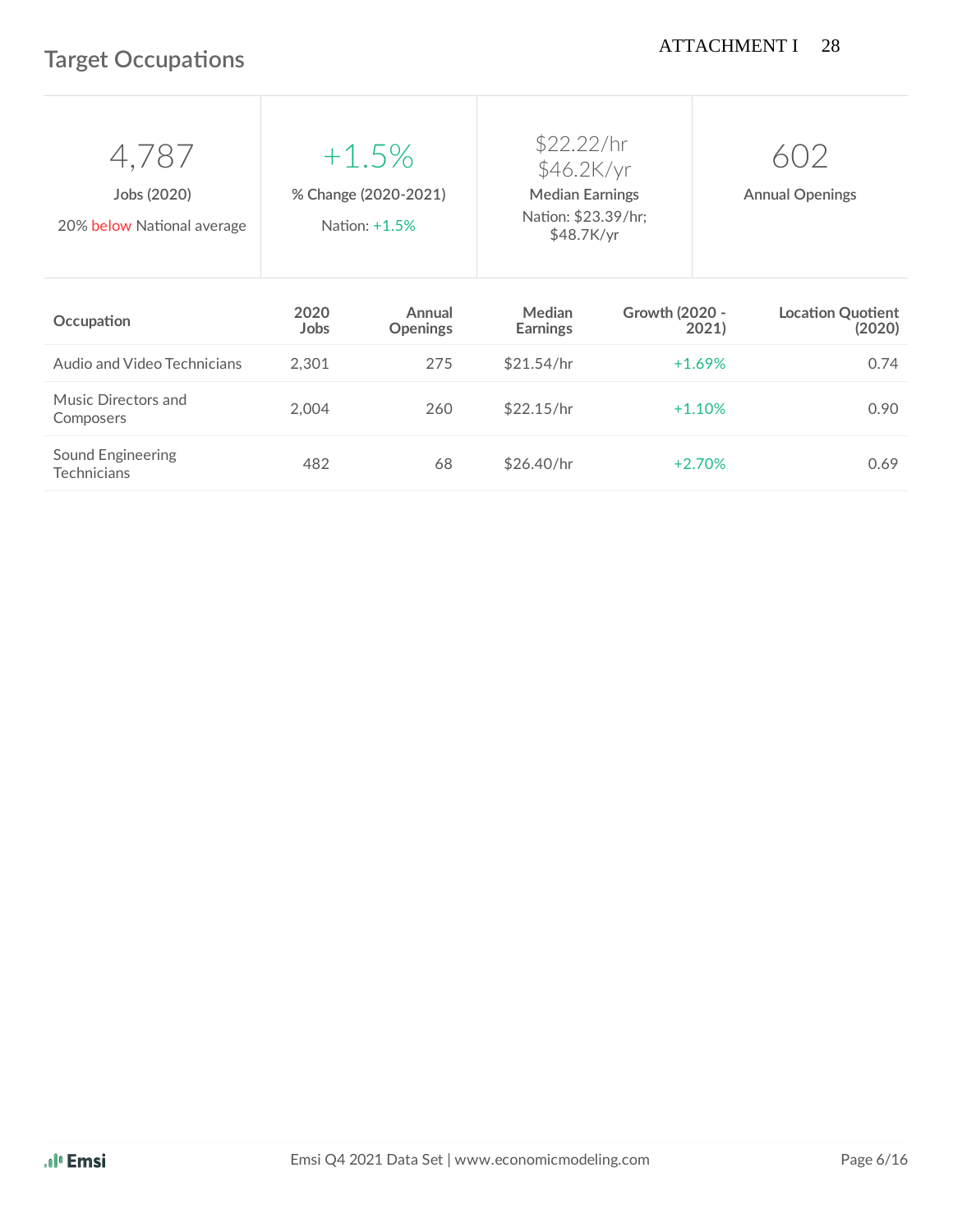## Target Occupations

| 4,787 | +1.5% | $22.22/hr<br>$46.2K/yr | 602 |
|---|---|---|---|
| **Jobs (2020)** | **% Change (2020-2021)** | **Median Earnings** | **Annual Openings** |
| 20% below National average | Nation: +1.5% | Nation: $23.39/hr; $48.7K/yr | |

| Occupation | 2020 Jobs | Annual Openings | Median Earnings | Growth (2020 - 2021) | Location Quotient (2020) |
|---|---|---|---|---|---|
| Audio and Video Technicians | 2,301 | 275 | $21.54/hr | +1.69% | 0.74 |
| Music Directors and Composers | 2,004 | 260 | $22.15/hr | +1.10% | 0.90 |
| Sound Engineering Technicians | 482 | 68 | $26.40/hr | +2.70% | 0.69 |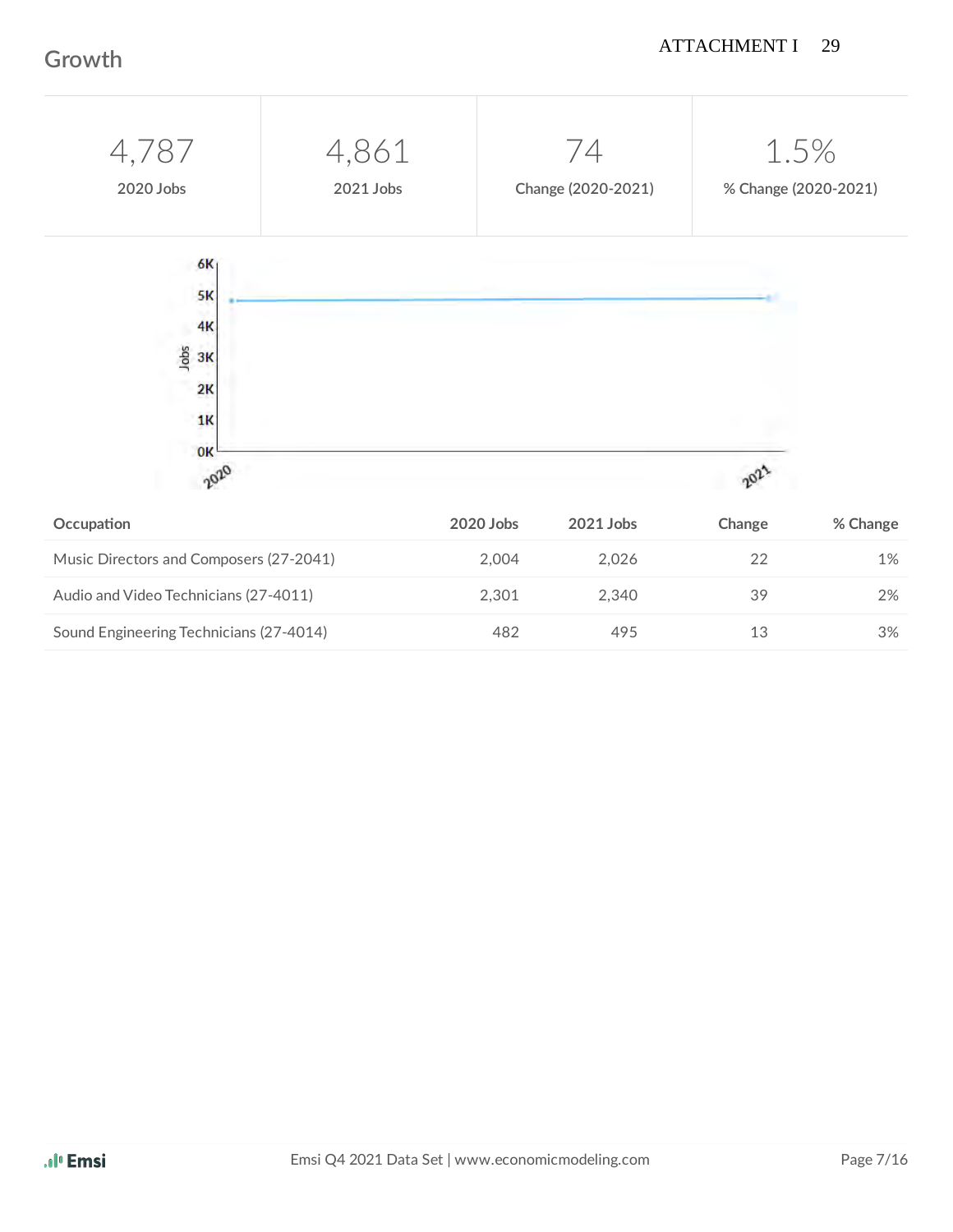## Growth

| 4,787 | 4,861 | 74 | 1.5% |
| --- | --- | --- | --- |
| 2020 Jobs | 2021 Jobs | Change (2020-2021) | % Change (2020-2021) |

| Occupation | 2020 Jobs | 2021 Jobs | Change | % Change |
| --- | --- | --- | --- | --- |
| Music Directors and Composers (27-2041) | 2,004 | 2,026 | 22 | 1% |
| Audio and Video Technicians (27-4011) | 2,301 | 2,340 | 39 | 2% |
| Sound Engineering Technicians (27-4014) | 482 | 495 | 13 | 3% |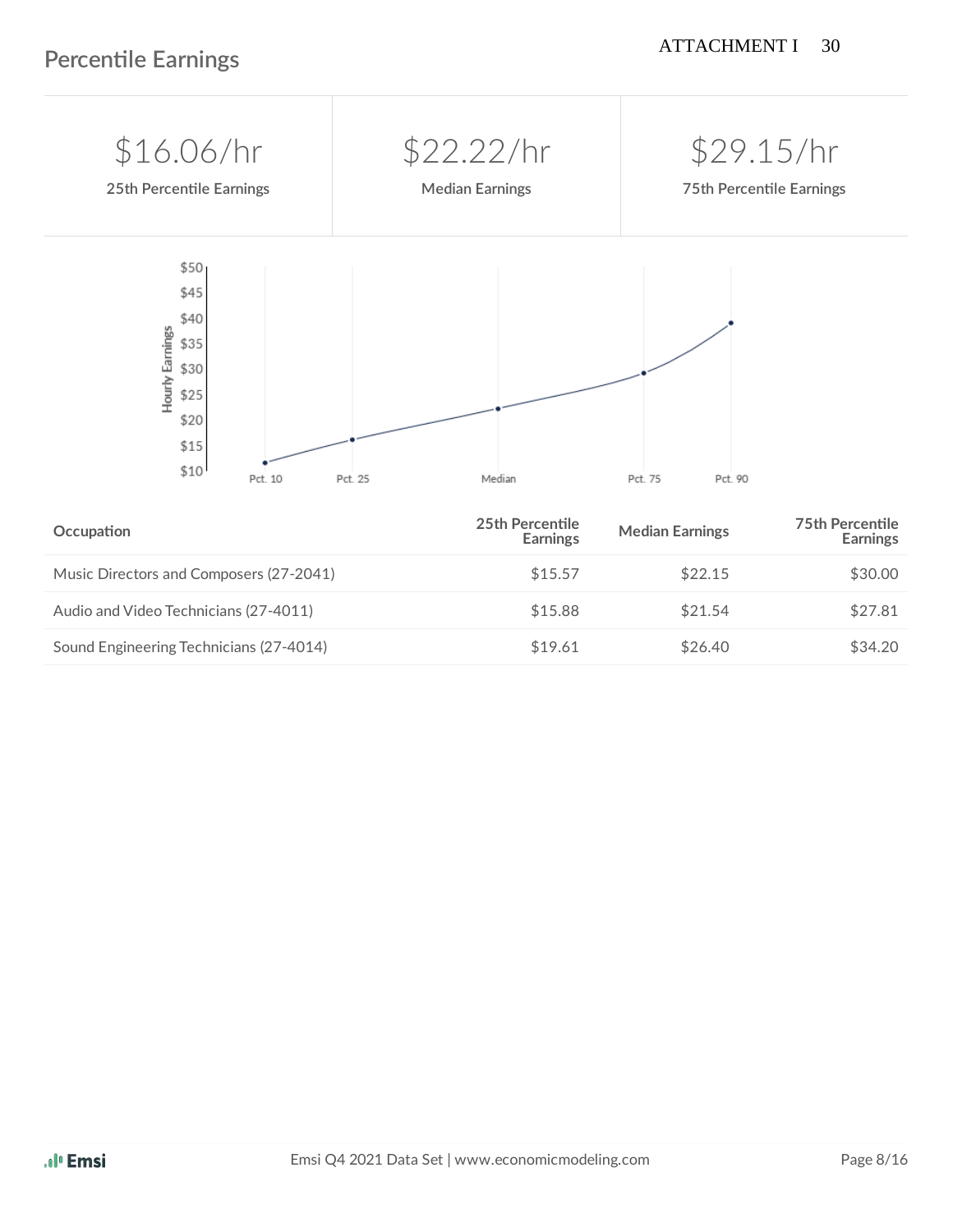## Percentile Earnings

| $16.06/hr | $22.22/hr | $29.15/hr |
|---|---|---|
| 25th Percentile Earnings | Median Earnings | 75th Percentile Earnings |

| Occupation | 25th Percentile Earnings | Median Earnings | 75th Percentile Earnings |
|---|---|---|---|
| Music Directors and Composers (27-2041) | $15.57 | $22.15 | $30.00 |
| Audio and Video Technicians (27-4011) | $15.88 | $21.54 | $27.81 |
| Sound Engineering Technicians (27-4014) | $19.61 | $26.40 | $34.20 |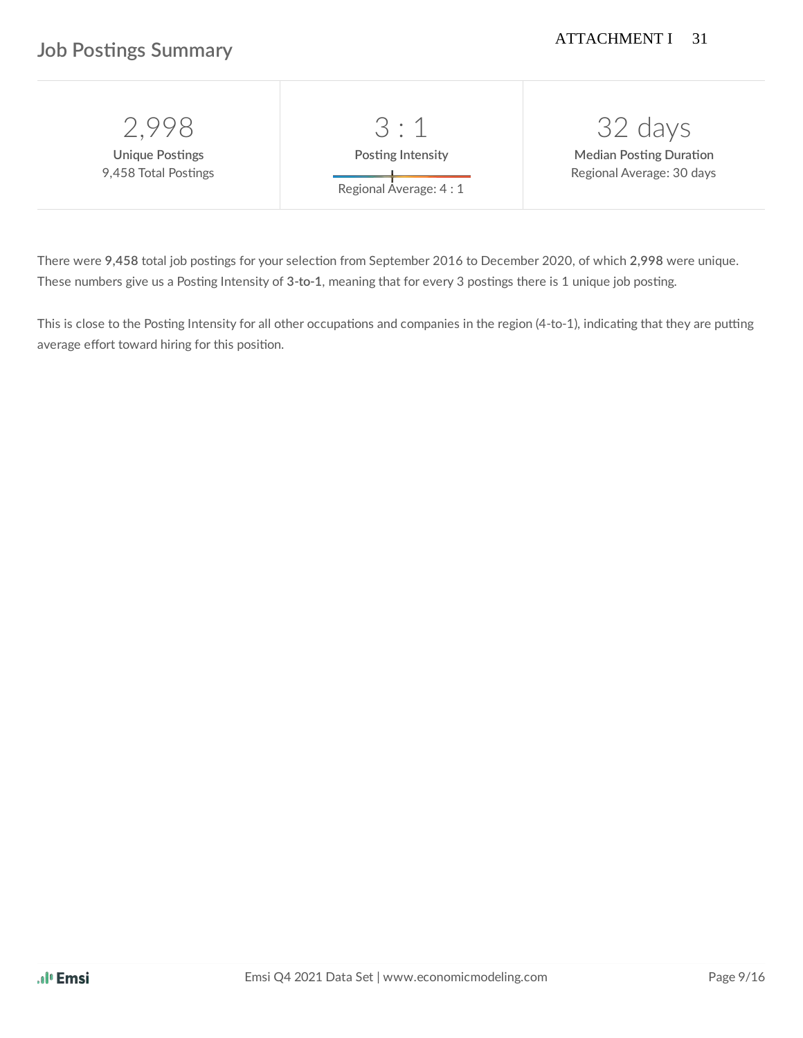## Job Postings Summary

ATTACHMENT I

| 2,998 | 3 : 1 | 32 days |
|---|---|---|
| **Unique Postings** | **Posting Intensity** | **Median Posting Duration** |
| 9,458 Total Postings | Regional Average: 4 : 1 | Regional Average: 30 days |

There were **9,458** total job postings for your selection from September 2016 to December 2020, of which **2,998** were unique. These numbers give us a Posting Intensity of **3-to-1**, meaning that for every 3 postings there is 1 unique job posting.

This is close to the Posting Intensity for all other occupations and companies in the region (4-to-1), indicating that they are putting average effort toward hiring for this position.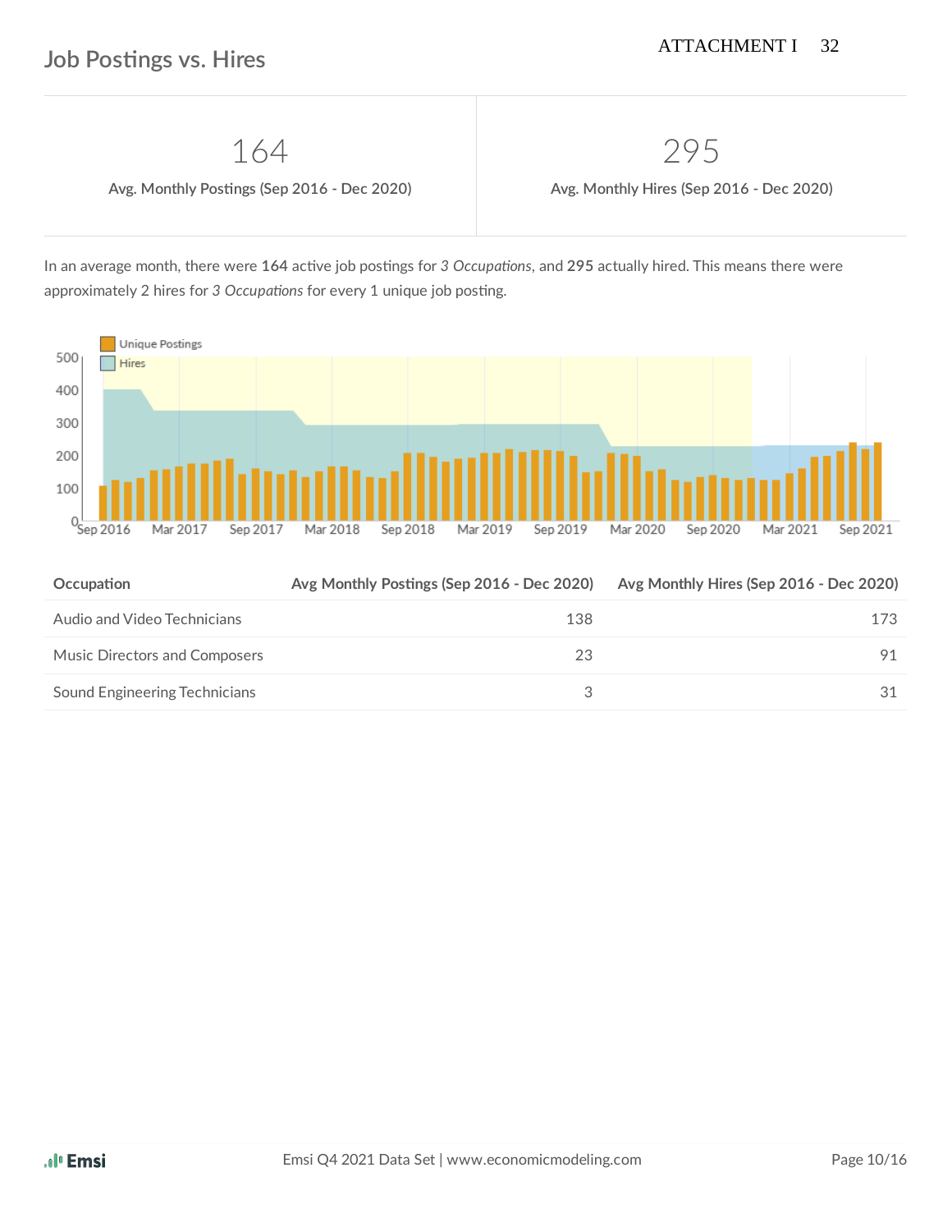## Job Postings vs. Hires

| 164 | 295 |
|---|---|
| Avg. Monthly Postings (Sep 2016 - Dec 2020) | Avg. Monthly Hires (Sep 2016 - Dec 2020) |

In an average month, there were **164** active job postings for *3 Occupations*, and **295** actually hired. This means there were approximately 2 hires for *3 Occupations* for every 1 unique job posting.

| Occupation | Avg Monthly Postings (Sep 2016 - Dec 2020) | Avg Monthly Hires (Sep 2016 - Dec 2020) |
|---|---|---|
| Audio and Video Technicians | 138 | 173 |
| Music Directors and Composers | 23 | 91 |
| Sound Engineering Technicians | 3 | 31 |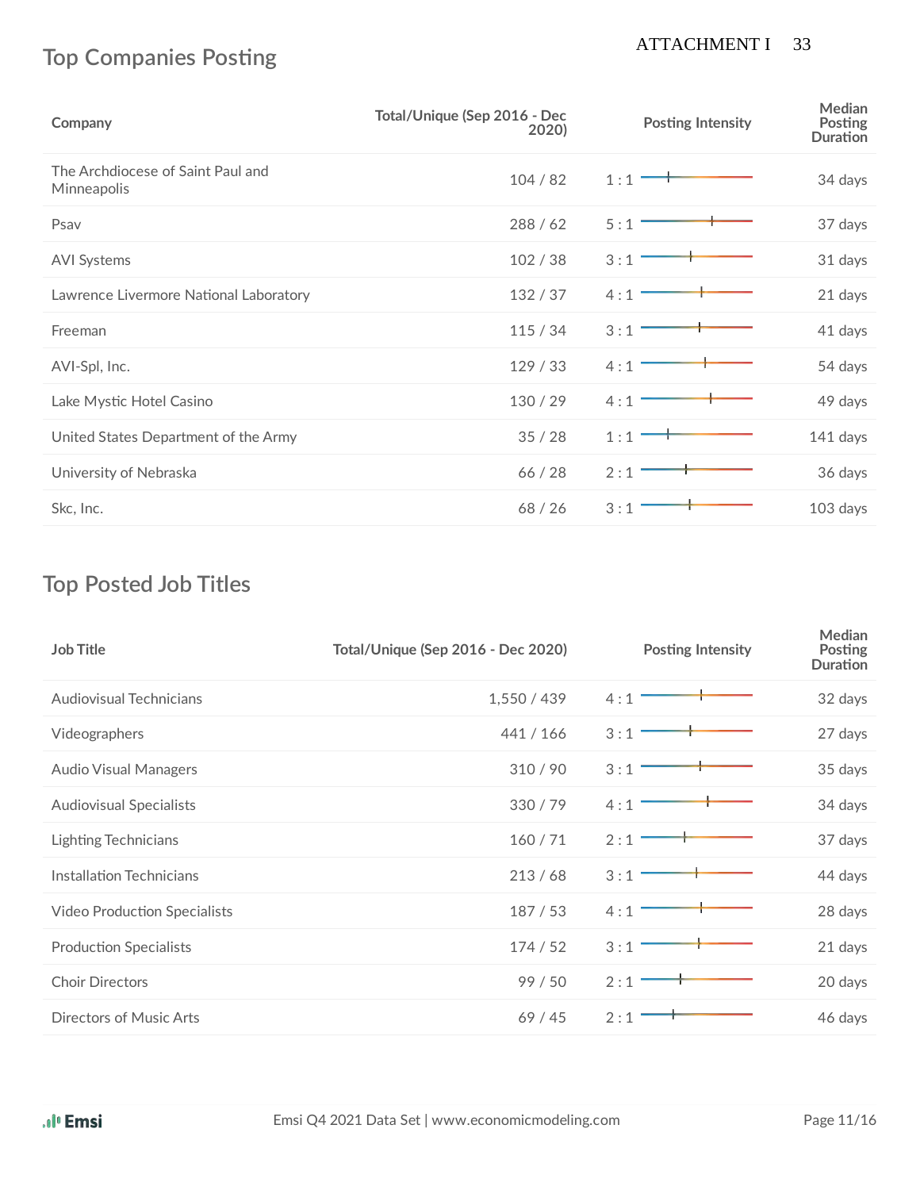## Top Companies Posting

| Company | Total/Unique (Sep 2016 - Dec 2020) | Posting Intensity | Median Posting Duration |
|---|---|---|---|
| The Archdiocese of Saint Paul and Minneapolis | 104 / 82 | 1 : 1 | 34 days |
| Psav | 288 / 62 | 5 : 1 | 37 days |
| AVI Systems | 102 / 38 | 3 : 1 | 31 days |
| Lawrence Livermore National Laboratory | 132 / 37 | 4 : 1 | 21 days |
| Freeman | 115 / 34 | 3 : 1 | 41 days |
| AVI-Spl, Inc. | 129 / 33 | 4 : 1 | 54 days |
| Lake Mystic Hotel Casino | 130 / 29 | 4 : 1 | 49 days |
| United States Department of the Army | 35 / 28 | 1 : 1 | 141 days |
| University of Nebraska | 66 / 28 | 2 : 1 | 36 days |
| Skc, Inc. | 68 / 26 | 3 : 1 | 103 days |

## Top Posted Job Titles

| Job Title | Total/Unique (Sep 2016 - Dec 2020) | Posting Intensity | Median Posting Duration |
|---|---|---|---|
| Audiovisual Technicians | 1,550 / 439 | 4 : 1 | 32 days |
| Videographers | 441 / 166 | 3 : 1 | 27 days |
| Audio Visual Managers | 310 / 90 | 3 : 1 | 35 days |
| Audiovisual Specialists | 330 / 79 | 4 : 1 | 34 days |
| Lighting Technicians | 160 / 71 | 2 : 1 | 37 days |
| Installation Technicians | 213 / 68 | 3 : 1 | 44 days |
| Video Production Specialists | 187 / 53 | 4 : 1 | 28 days |
| Production Specialists | 174 / 52 | 3 : 1 | 21 days |
| Choir Directors | 99 / 50 | 2 : 1 | 20 days |
| Directors of Music Arts | 69 / 45 | 2 : 1 | 46 days |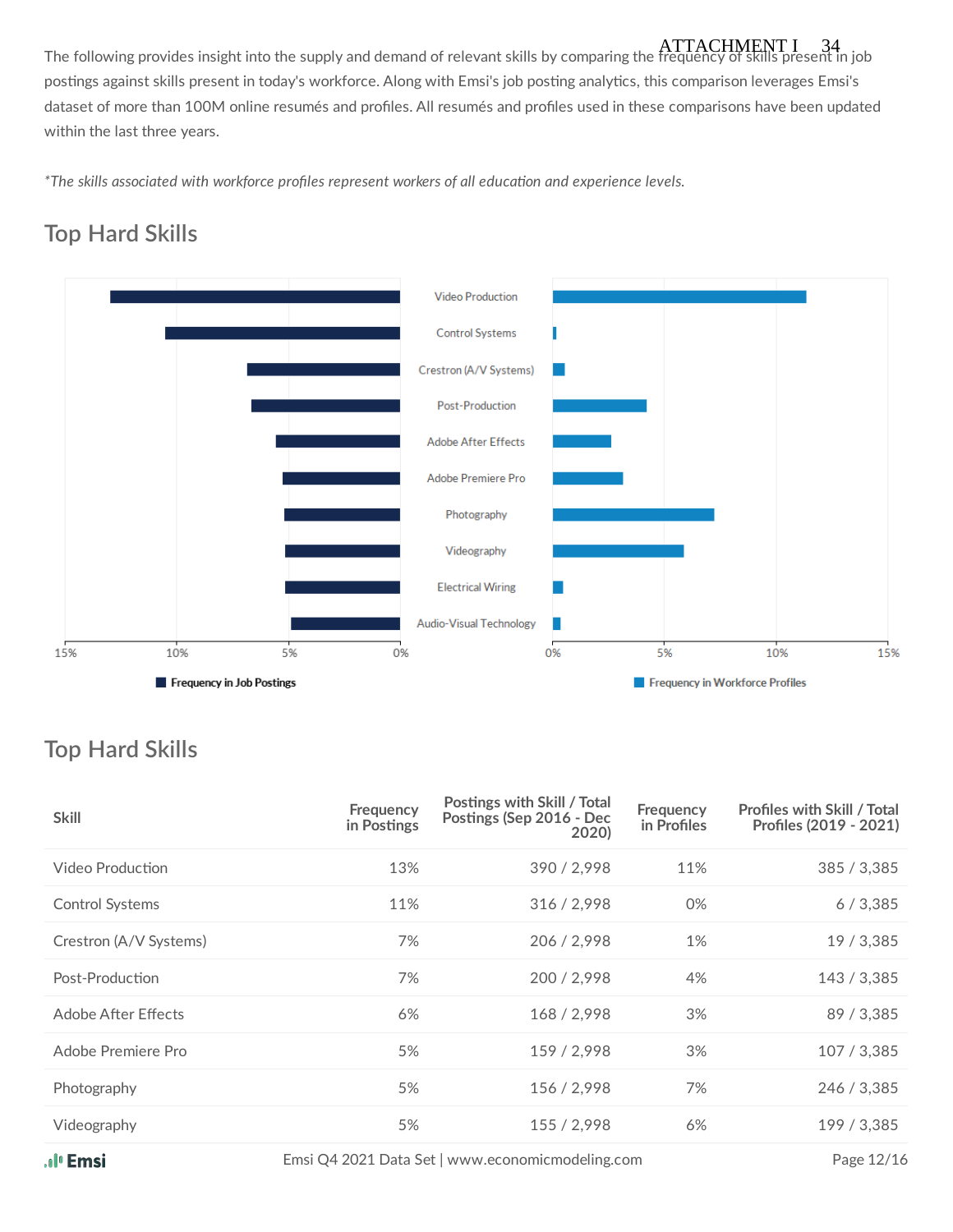The following provides insight into the supply and demand of relevant skills by comparing the frequency of skills present in job postings against skills present in today's workforce. Along with Emsi's job posting analytics, this comparison leverages Emsi's dataset of more than 100M online resumés and profiles. All resumés and profiles used in these comparisons have been updated within the last three years.

*\*The skills associated with workforce profiles represent workers of all education and experience levels.*

## Top Hard Skills

| Skill | Frequency in Job Postings | Frequency in Workforce Profiles |
|---|---|---|
| Video Production | | |
| Control Systems | | |
| Crestron (A/V Systems) | | |
| Post-Production | | |
| Adobe After Effects | | |
| Adobe Premiere Pro | | |
| Photography | | |
| Videography | | |
| Electrical Wiring | | |
| Audio-Visual Technology | | |

## Top Hard Skills

| Skill | Frequency in Postings | Postings with Skill / Total Postings (Sep 2016 - Dec 2020) | Frequency in Profiles | Profiles with Skill / Total Profiles (2019 - 2021) |
|---|---|---|---|---|
| Video Production | 13% | 390 / 2,998 | 11% | 385 / 3,385 |
| Control Systems | 11% | 316 / 2,998 | 0% | 6 / 3,385 |
| Crestron (A/V Systems) | 7% | 206 / 2,998 | 1% | 19 / 3,385 |
| Post-Production | 7% | 200 / 2,998 | 4% | 143 / 3,385 |
| Adobe After Effects | 6% | 168 / 2,998 | 3% | 89 / 3,385 |
| Adobe Premiere Pro | 5% | 159 / 2,998 | 3% | 107 / 3,385 |
| Photography | 5% | 156 / 2,998 | 7% | 246 / 3,385 |
| Videography | 5% | 155 / 2,998 | 6% | 199 / 3,385 |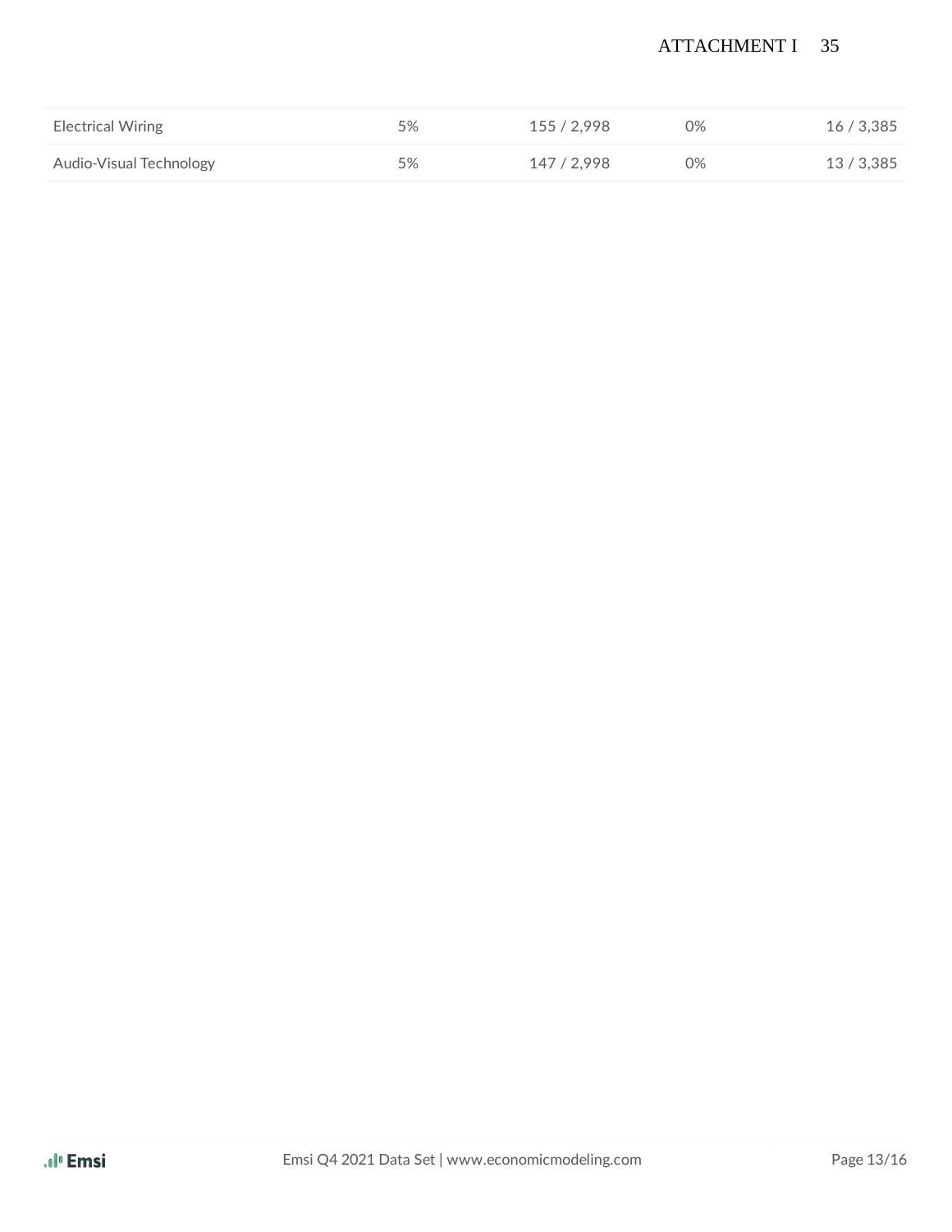| | | | | |
|---|---|---|---|---|
| Electrical Wiring | 5% | 155 / 2,998 | 0% | 16 / 3,385 |
| Audio-Visual Technology | 5% | 147 / 2,998 | 0% | 13 / 3,385 |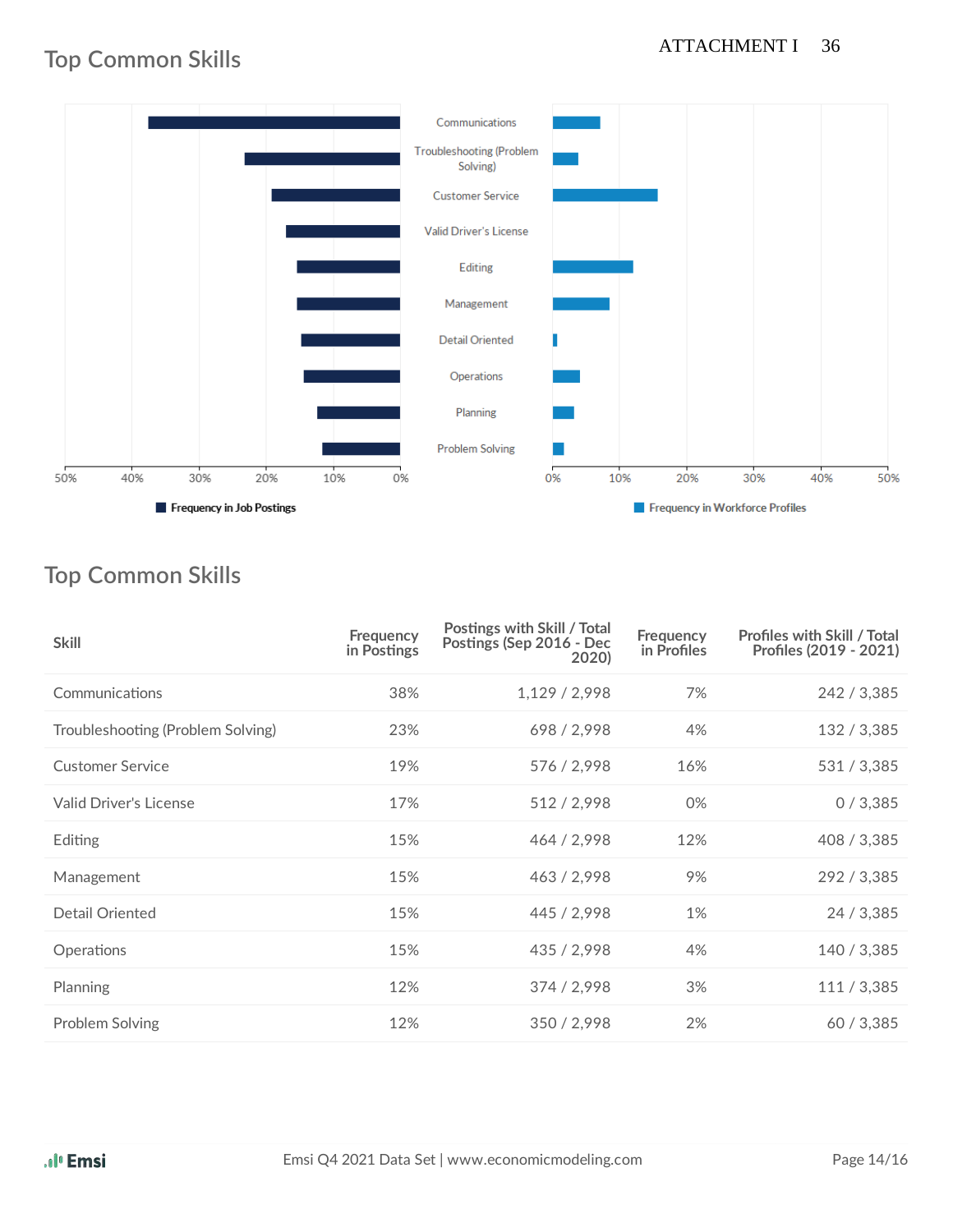## Top Common Skills

Frequency in Job Postings | Frequency in Workforce Profiles

Communications
Troubleshooting (Problem Solving)
Customer Service
Valid Driver's License
Editing
Management
Detail Oriented
Operations
Planning
Problem Solving

50% 40% 30% 20% 10% 0% | 0% 10% 20% 30% 40% 50%

## Top Common Skills

| Skill | Frequency in Postings | Postings with Skill / Total Postings (Sep 2016 - Dec 2020) | Frequency in Profiles | Profiles with Skill / Total Profiles (2019 - 2021) |
|---|---|---|---|---|
| Communications | 38% | 1,129 / 2,998 | 7% | 242 / 3,385 |
| Troubleshooting (Problem Solving) | 23% | 698 / 2,998 | 4% | 132 / 3,385 |
| Customer Service | 19% | 576 / 2,998 | 16% | 531 / 3,385 |
| Valid Driver's License | 17% | 512 / 2,998 | 0% | 0 / 3,385 |
| Editing | 15% | 464 / 2,998 | 12% | 408 / 3,385 |
| Management | 15% | 463 / 2,998 | 9% | 292 / 3,385 |
| Detail Oriented | 15% | 445 / 2,998 | 1% | 24 / 3,385 |
| Operations | 15% | 435 / 2,998 | 4% | 140 / 3,385 |
| Planning | 12% | 374 / 2,998 | 3% | 111 / 3,385 |
| Problem Solving | 12% | 350 / 2,998 | 2% | 60 / 3,385 |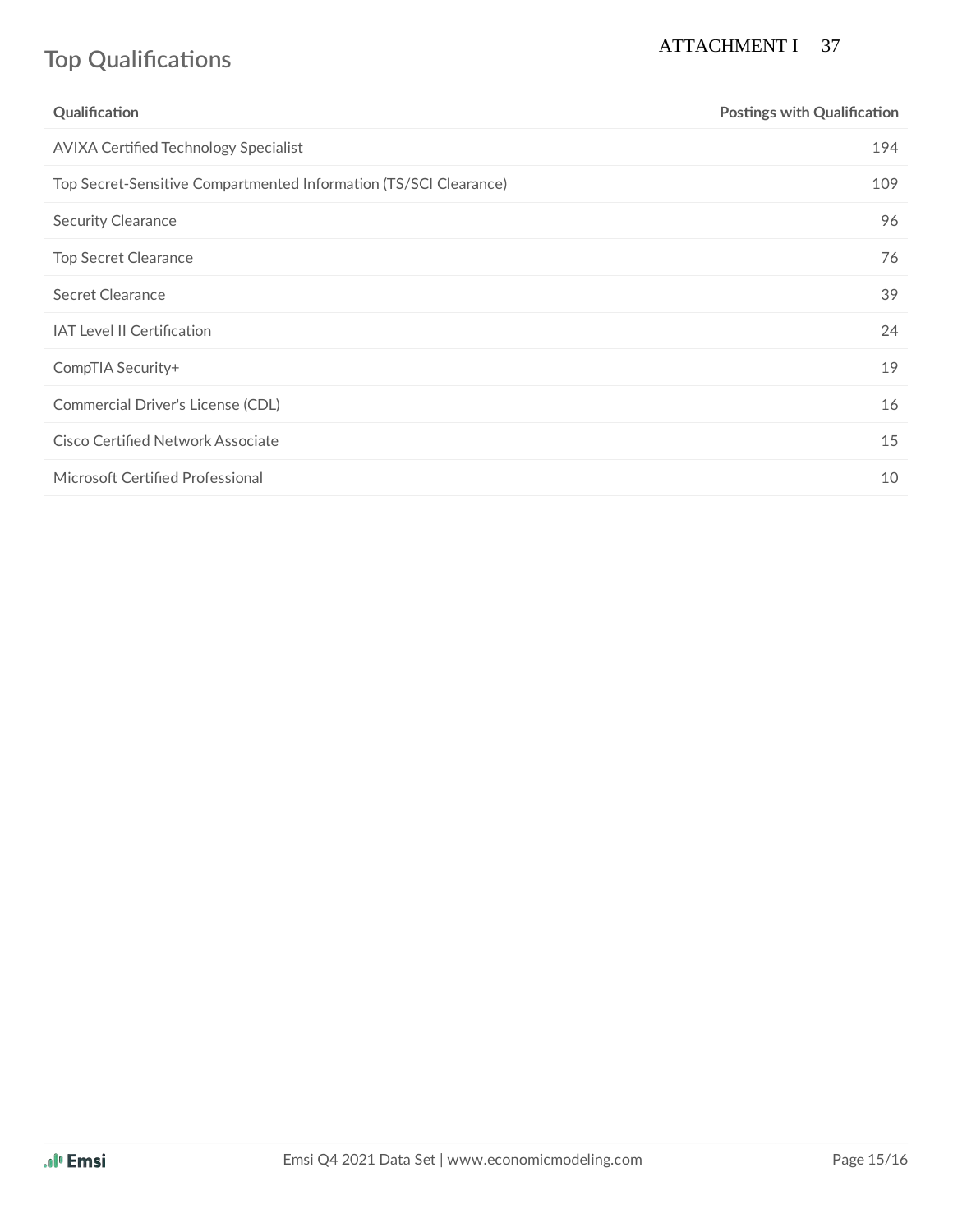## Top Qualifications

| Qualification | Postings with Qualification |
|---|---|
| AVIXA Certified Technology Specialist | 194 |
| Top Secret-Sensitive Compartmented Information (TS/SCI Clearance) | 109 |
| Security Clearance | 96 |
| Top Secret Clearance | 76 |
| Secret Clearance | 39 |
| IAT Level II Certification | 24 |
| CompTIA Security+ | 19 |
| Commercial Driver's License (CDL) | 16 |
| Cisco Certified Network Associate | 15 |
| Microsoft Certified Professional | 10 |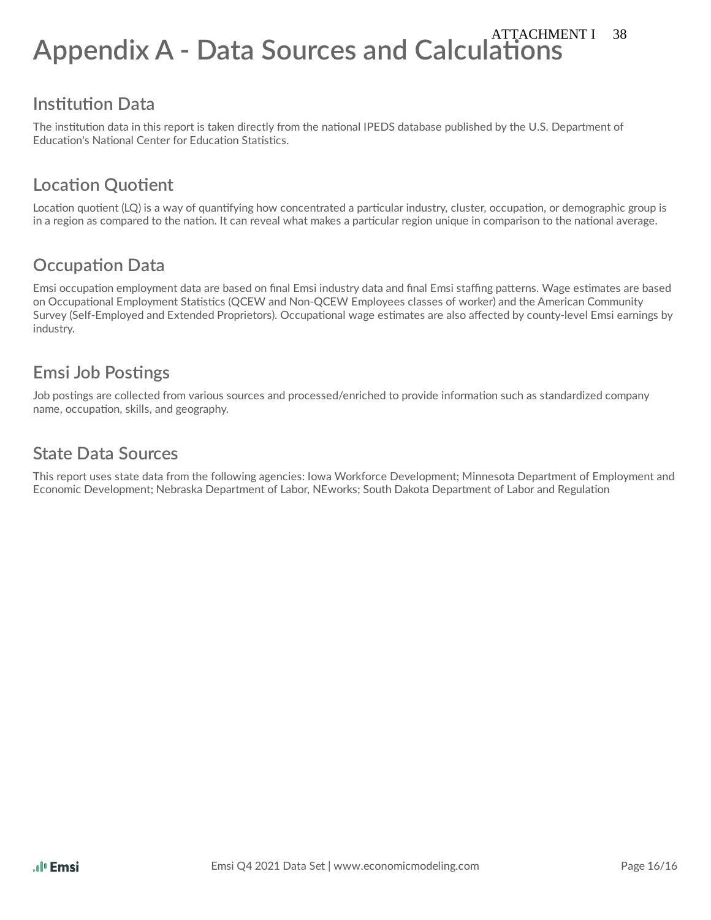# Appendix A - Data Sources and Calculations

## Institution Data

The institution data in this report is taken directly from the national IPEDS database published by the U.S. Department of Education's National Center for Education Statistics.

## Location Quotient

Location quotient (LQ) is a way of quantifying how concentrated a particular industry, cluster, occupation, or demographic group is in a region as compared to the nation. It can reveal what makes a particular region unique in comparison to the national average.

## Occupation Data

Emsi occupation employment data are based on final Emsi industry data and final Emsi staffing patterns. Wage estimates are based on Occupational Employment Statistics (QCEW and Non-QCEW Employees classes of worker) and the American Community Survey (Self-Employed and Extended Proprietors). Occupational wage estimates are also affected by county-level Emsi earnings by industry.

## Emsi Job Postings

Job postings are collected from various sources and processed/enriched to provide information such as standardized company name, occupation, skills, and geography.

## State Data Sources

This report uses state data from the following agencies: Iowa Workforce Development; Minnesota Department of Employment and Economic Development; Nebraska Department of Labor, NEworks; South Dakota Department of Labor and Regulation